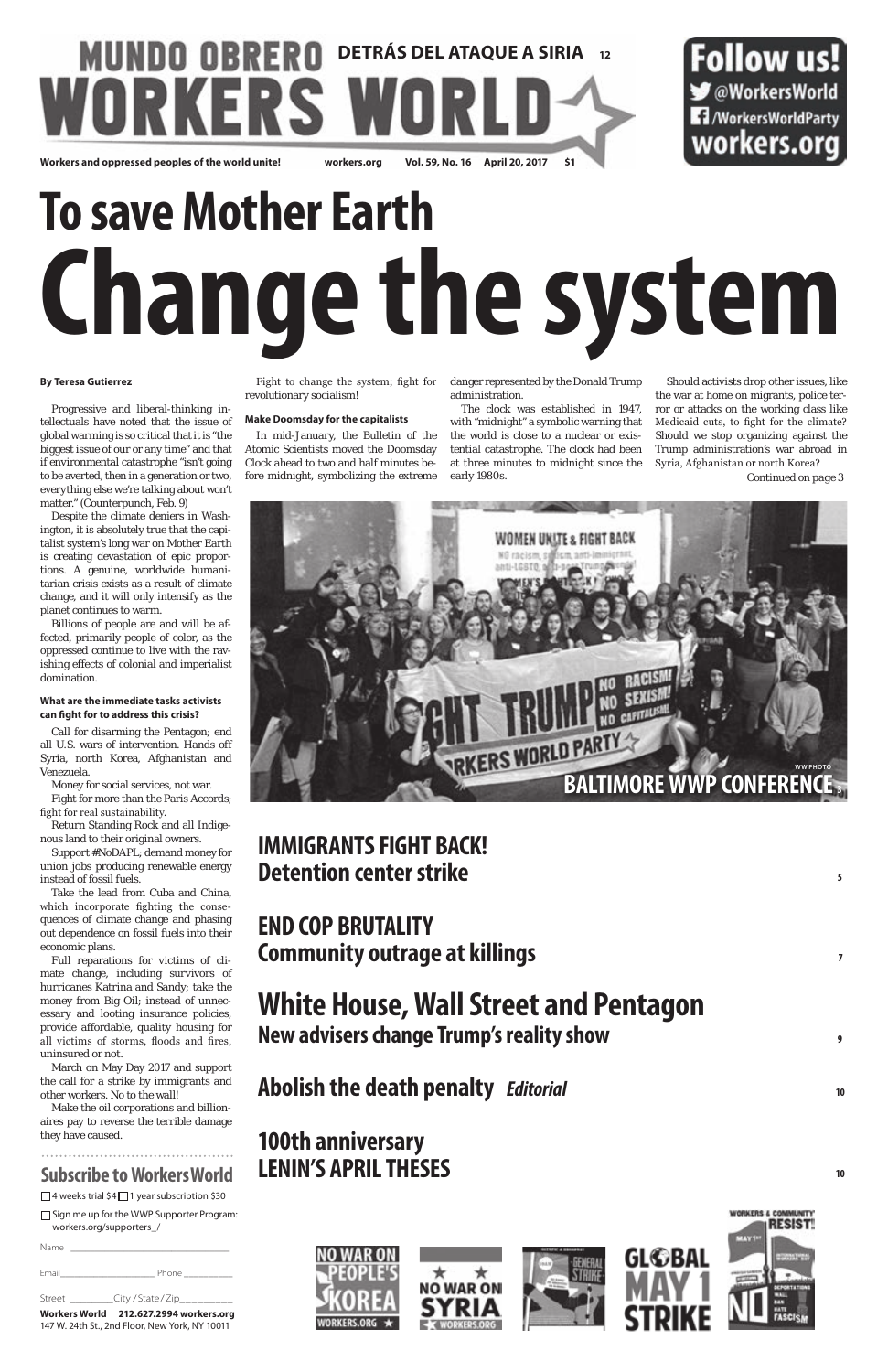# MUNDO OBRERO WORKERS WORLD

**DETRÁS DEL ATAQUE A SIRIA 12**

Follow us! @WorkersWorld /WorkersWorldParty workers.org

Workers and oppressed peoples of the world unite! workers.org Vol. 59, No. 16 April 20, 2017 $1

# To save Mother Earth Change the system

**By Teresa Gutierrez**

Progressive and liberal-thinking intellectuals have noted that the issue of global warming is so critical that it is "the biggest issue of our or any time" and that if environmental catastrophe "isn't going to be averted, then in a generation or two, everything else we're talking about won't matter." (Counterpunch, Feb. 9)

Despite the climate deniers in Washington, it is absolutely true that the capitalist system's long war on Mother Earth is creating devastation of epic proportions. A genuine, worldwide humanitarian crisis exists as a result of climate change, and it will only intensify as the planet continues to warm.

Billions of people are and will be affected, primarily people of color, as the oppressed continue to live with the ravishing effects of colonial and imperialist domination.

**What are the immediate tasks activists can fight for to address this crisis?**

Call for disarming the Pentagon; end all U.S. wars of intervention. Hands off Syria, north Korea, Afghanistan and Venezuela.

Money for social services, not war.

Fight for more than the Paris Accords; fight for real sustainability.

Return Standing Rock and all Indigenous land to their original owners.

Support #NoDAPL; demand money for union jobs producing renewable energy instead of fossil fuels.

Take the lead from Cuba and China, which incorporate fighting the consequences of climate change and phasing out dependence on fossil fuels into their economic plans.

Full reparations for victims of climate change, including survivors of hurricanes Katrina and Sandy; take the money from Big Oil; instead of unnecessary and looting insurance policies, provide affordable, quality housing for all victims of storms, floods and fires, uninsured or not.

March on May Day 2017 and support the call for a strike by immigrants and other workers. No to the wall!

Make the oil corporations and billionaires pay to reverse the terrible damage they have caused.

Fight to change the system; fight for revolutionary socialism!

**Make Doomsday for the capitalists**

In mid-January, the Bulletin of the Atomic Scientists moved the Doomsday Clock ahead to two and half minutes before midnight, symbolizing the extreme danger represented by the Donald Trump administration.

The clock was established in 1947, with "midnight" a symbolic warning that the world is close to a nuclear or existential catastrophe. The clock had been at three minutes to midnight since the early 1980s.

Should activists drop other issues, like the war at home on migrants, police terror or attacks on the working class like Medicaid cuts, to fight for the climate? Should we stop organizing against the Trump administration's war abroad in Syria, Afghanistan or north Korea?

Continued on page 3

WW PHOTO

**BALTIMORE WWP CONFERENCE 3**

## Subscribe to Workers World

☐ 4 weeks trial $4 ☐ 1 year subscription $30

☐ Sign me up for the WWP Supporter Program: workers.org/supporters_/

Name ______________________

Email ______________ Phone ________

Street ________ City / State / Zip ________

**Workers World 212.627.2994 workers.org**
147 W. 24th St., 2nd Floor, New York, NY 10011

## IMMIGRANTS FIGHT BACK! Detention center strike 5

## END COP BRUTALITY Community outrage at killings 7

## White House, Wall Street and Pentagon New advisers change Trump's reality show 9

## Abolish the death penalty *Editorial* 10

## 100th anniversary LENIN'S APRIL THESES 10

NO WAR ON PEOPLE'S KOREA WORKERS.ORG

NO WAR ON SYRIA WORKERS.ORG

GENERAL STRIKE

GLOBAL MAY 1 STRIKE

WORKERS & COMMUNITY RESIST! NO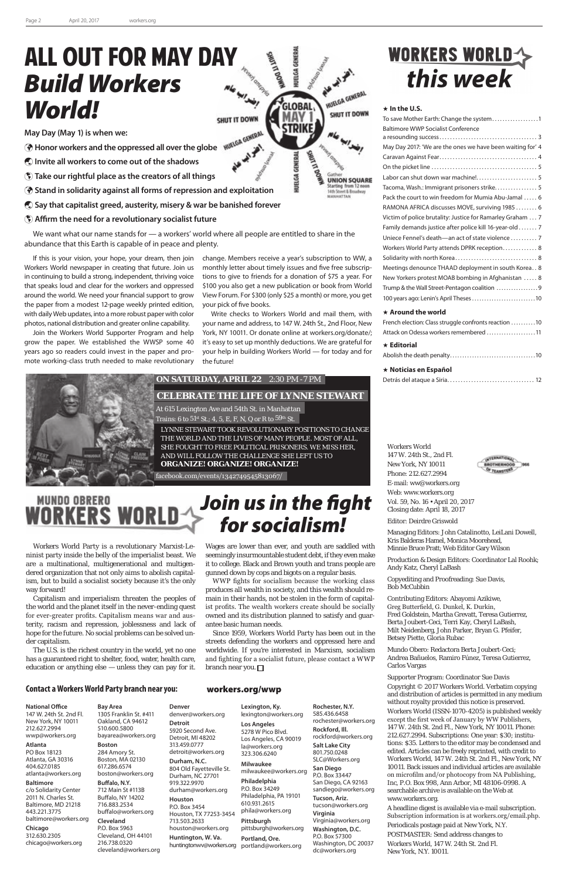# ALL OUT FOR MAY DAY *Build Workers World!*

**May Day (May 1) is when we:**

- **Honor workers and the oppressed all over the globe**
- **Invite all workers to come out of the shadows**
- **Take our rightful place as the creators of all things**
- **Stand in solidarity against all forms of repression and exploitation**
- **Say that capitalist greed, austerity, misery & war be banished forever**
- **Affirm the need for a revolutionary socialist future**

We want what our name stands for — a workers' world where all people are entitled to share in the abundance that this Earth is capable of in peace and plenty.

If this is your vision, your hope, your dream, then join Workers World newspaper in creating that future. Join us in continuing to build a strong, independent, thriving voice that speaks loud and clear for the workers and oppressed around the world. We need your financial support to grow the paper from a modest 12-page weekly printed edition, with daily Web updates, into a more robust paper with color photos, national distribution and greater online capability.

Join the Workers World Supporter Program and help grow the paper. We established the WWSP some 40 years ago so readers could invest in the paper and promote working-class truth needed to make revolutionary change. Members receive a year's subscription to WW, a monthly letter about timely issues and five free subscriptions to give to friends for a donation of $75 a year. For $100 you also get a new publication or book from World View Forum. For $300 (only $25 a month) or more, you get your pick of five books.

Write checks to Workers World and mail them, with your name and address, to 147 W. 24th St., 2nd Floor, New York, NY 10011. Or donate online at workers.org/donate/; it's easy to set up monthly deductions. We are grateful for your help in building Workers World — for today and for the future!

**ON SATURDAY, APRIL 22** 2:30 PM - 7 PM

**CELEBRATE THE LIFE OF LYNNE STEWART**

At 615 Lexington Ave and 54th St. in Manhattan
Trains: 6 to 51st St.; 4, 5, E, F, N, Q or R to 59th St.

LYNNE STEWART TOOK REVOLUTIONARY POSITIONS TO CHANGE THE WORLD AND THE LIVES OF MANY PEOPLE. MOST OF ALL, SHE FOUGHT TO FREE POLITICAL PRISONERS. WE MISS HER, AND WILL FOLLOW THE CHALLENGE SHE LEFT US TO **ORGANIZE! ORGANIZE! ORGANIZE!**

facebook.com/events/1342749545813067/

# WORKERS WORLD *this week*

**★ In the U.S.**

- To save Mother Earth: Change the system .......... 1
- Baltimore WWP Socialist Conference a resounding success .......... 3
- May Day 2017: 'We are the ones we have been waiting for' .......... 4
- Caravan Against Fear .......... 4
- On the picket line .......... 5
- Labor can shut down war machine! .......... 5
- Tacoma, Wash.: Immigrant prisoners strike .......... 5
- Pack the court to win freedom for Mumia Abu-Jamal .......... 6
- RAMONA AFRICA discusses MOVE, surviving 1985 .......... 6
- Victim of police brutality: Justice for Ramarley Graham .......... 7
- Family demands justice after police kill 16-year-old .......... 7
- Uniece Fennel's death—an act of state violence .......... 7
- Workers World Party attends DPRK reception .......... 8
- Solidarity with north Korea .......... 8
- Meetings denounce THAAD deployment in south Korea .......... 8
- New Yorkers protest MOAB bombing in Afghanistan .......... 8
- Trump & the Wall Street-Pentagon coalition .......... 9
- 100 years ago: Lenin's April Theses .......... 10

**★ Around the world**

- French election: Class struggle confronts reaction .......... 10
- Attack on Odessa workers remembered .......... 11

**★ Editorial**

- Abolish the death penalty .......... 10

**★ Noticias en Español**

- Detrás del ataque a Siria .......... 12

Workers World
147 W. 24th St., 2nd Fl.
New York, NY 10011
Phone: 212.627.2994
E-mail: ww@workers.org
Web: www.workers.org
Vol. 59, No. 16 • April 20, 2017
Closing date: April 18, 2017

Editor: Deirdre Griswold

Managing Editors: John Catalinotto, LeiLani Dowell, Kris Balderas Hamel, Monica Moorehead, Minnie Bruce Pratt; Web Editor Gary Wilson

Production & Design Editors: Coordinator Lal Roohk; Andy Katz, Cheryl LaBash

Copyediting and Proofreading: Sue Davis, Bob McCubbin

Contributing Editors: Abayomi Azikiwe, Greg Butterfield, G. Dunkel, K. Durkin, Fred Goldstein, Martha Grevatt, Teresa Gutierrez, Berta Joubert-Ceci, Terri Kay, Cheryl LaBash, Milt Neidenberg, John Parker, Bryan G. Pfeifer, Betsey Piette, Gloria Rubac

Mundo Obero: Redactora Berta Joubert-Ceci; Andrea Bañuelos, Ramiro Fúnez, Teresa Gutierrez, Carlos Vargas

Supporter Program: Coordinator Sue Davis

Copyright © 2017 Workers World. Verbatim copying and distribution of articles is permitted in any medium without royalty provided this notice is preserved.

Workers World (ISSN-1070-4205) is published weekly except the first week of January by WW Publishers, 147 W. 24th St. 2nd Fl., New York, NY 10011. Phone: 212.627.2994. Subscriptions: One year: $30; institutions: $35. Letters to the editor may be condensed and edited. Articles can be freely reprinted, with credit to Workers World, 147 W. 24th St. 2nd Fl., New York, NY 10011. Back issues and individual articles are available on microfilm and/or photocopy from NA Publishing, Inc, P.O. Box 998, Ann Arbor, MI 48106-0998. A searchable archive is available on the Web at www.workers.org.

A headline digest is available via e-mail subscription. Subscription information is at workers.org/email.php.

Periodicals postage paid at New York, N.Y.

POSTMASTER: Send address changes to Workers World, 147 W. 24th St. 2nd Fl. New York, N.Y. 10011.

# MUNDO OBRERO WORKERS WORLD *Join us in the fight for socialism!*

Workers World Party is a revolutionary Marxist-Leninist party inside the belly of the imperialist beast. We are a multinational, multigenerational and multigendered organization that not only aims to abolish capitalism, but to build a socialist society because it's the only way forward!

Capitalism and imperialism threaten the peoples of the world and the planet itself in the never-ending quest for ever-greater profits. Capitalism means war and austerity, racism and repression, joblessness and lack of hope for the future. No social problems can be solved under capitalism.

The U.S. is the richest country in the world, yet no one has a guaranteed right to shelter, food, water, health care, education or anything else — unless they can pay for it. Wages are lower than ever, and youth are saddled with seemingly insurmountable student debt, if they even make it to college. Black and Brown youth and trans people are gunned down by cops and bigots on a regular basis.

WWP fights for socialism because the working class produces all wealth in society, and this wealth should remain in their hands, not be stolen in the form of capitalist profits. The wealth workers create should be socially owned and its distribution planned to satisfy and guarantee basic human needs.

Since 1959, Workers World Party has been out in the streets defending the workers and oppressed here and worldwide. If you're interested in Marxism, socialism and fighting for a socialist future, please contact a WWP branch near you. ☐

## Contact a Workers World Party branch near you: workers.org/wwp

**National Office**
147 W. 24th St. 2nd Fl.
New York, NY 10011
212.627.2994
wwp@workers.org

**Atlanta**
PO Box 18123
Atlanta, GA 30316
404.627.0185
atlanta@workers.org

**Baltimore**
c/o Solidarity Center
2011 N. Charles St.
Baltimore, MD 21218
443.221.3775
baltimore@workers.org

**Chicago**
312.630.2305
chicago@workers.org

**Bay Area**
1305 Franklin St. #411
Oakland, CA 94612
510.600.5800
bayarea@workers.org

**Boston**
284 Amory St.
Boston, MA 02130
617.286.6574
boston@workers.org

**Buffalo, N.Y.**
712 Main St #113B
Buffalo, NY 14202
716.883.2534
buffalo@workers.org

**Cleveland**
P.O. Box 5963
Cleveland, OH 44101
216.738.0320
cleveland@workers.org

**Denver**
denver@workers.org

**Detroit**
5920 Second Ave.
Detroit, MI 48202
313.459.0777
detroit@workers.org

**Durham, N.C.**
804 Old Fayetteville St.
Durham, NC 27701
919.322.9970
durham@workers.org

**Houston**
P.O. Box 3454
Houston, TX 77253-3454
713.503.2633
houston@workers.org

**Huntington, W. Va.**
huntingtonwv@workers.org

**Lexington, Ky.**
lexington@workers.org

**Los Angeles**
5278 W Pico Blvd.
Los Angeles, CA 90019
la@workers.org
323.306.6240

**Milwaukee**
milwaukee@workers.org

**Philadelphia**
P.O. Box 34249
Philadelphia, PA 19101
610.931.2615
phila@workers.org

**Pittsburgh**
pittsburgh@workers.org

**Portland, Ore.**
portland@workers.org

**Rochester, N.Y.**
585.436.6458
rochester@workers.org

**Rockford, Ill.**
rockford@workers.org

**Salt Lake City**
801.750.0248
SLC@workers.org

**San Diego**
P.O. Box 33447
San Diego, CA 92163
sandiego@workers.org

**Tucson, Ariz.**
tucson@workers.org

**Virginia**
Virginia@workers.org

**Washington, D.C.**
P.O. Box 57300
Washington, DC 20037
dc@workers.org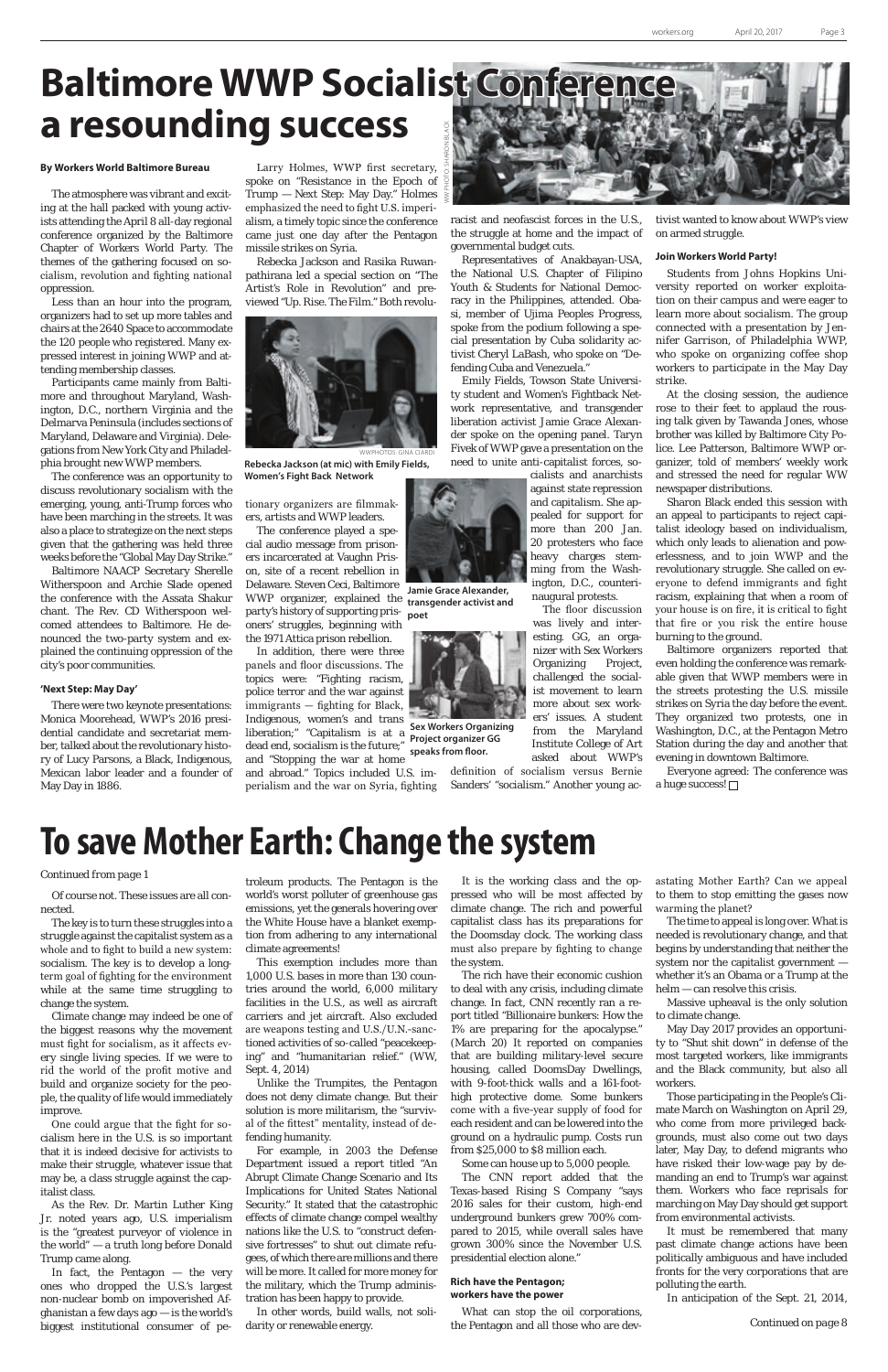# Baltimore WWP Socialist Conference a resounding success

**By Workers World Baltimore Bureau**

The atmosphere was vibrant and exciting at the hall packed with young activists attending the April 8 all-day regional conference organized by the Baltimore Chapter of Workers World Party. The themes of the gathering focused on socialism, revolution and fighting national oppression.

Less than an hour into the program, organizers had to set up more tables and chairs at the 2640 Space to accommodate the 120 people who registered. Many expressed interest in joining WWP and attending membership classes.

Participants came mainly from Baltimore and throughout Maryland, Washington, D.C., northern Virginia and the Delmarva Peninsula (includes sections of Maryland, Delaware and Virginia). Delegations from New York City and Philadelphia brought new WWP members.

The conference was an opportunity to discuss revolutionary socialism with the emerging, young, anti-Trump forces who have been marching in the streets. It was also a place to strategize on the next steps given that the gathering was held three weeks before the "Global May Day Strike."

Baltimore NAACP Secretary Sherelle Witherspoon and Archie Slade opened the conference with the Assata Shakur chant. The Rev. CD Witherspoon welcomed attendees to Baltimore. He denounced the two-party system and explained the continuing oppression of the city's poor communities.

**'Next Step: May Day'**

There were two keynote presentations: Monica Moorehead, WWP's 2016 presidential candidate and secretariat member, talked about the revolutionary history of Lucy Parsons, a Black, Indigenous, Mexican labor leader and a founder of May Day in 1886.

Larry Holmes, WWP first secretary, spoke on "Resistance in the Epoch of Trump — Next Step: May Day." Holmes emphasized the need to fight U.S. imperialism, a timely topic since the conference came just one day after the Pentagon missile strikes on Syria.

Rebecka Jackson and Rasika Ruwanpathirana led a special section on "The Artist's Role in Revolution" and previewed "Up. Rise. The Film." Both revolutionary organizers are filmmakers, artists and WWP leaders.

WW PHOTOS: GINA CIARDI

**Rebecka Jackson (at mic) with Emily Fields, Women's Fight Back Network**

The conference played a special audio message from prisoners incarcerated at Vaughn Prison, site of a recent rebellion in Delaware. Steven Ceci, Baltimore WWP organizer, explained the party's history of supporting prisoners' struggles, beginning with the 1971 Attica prison rebellion.

In addition, there were three panels and floor discussions. The topics were: "Fighting racism, police terror and the war against immigrants — fighting for Black, Indigenous, women's and trans liberation;" "Capitalism is at a dead end, socialism is the future;" and "Stopping the war at home and abroad." Topics included U.S. imperialism and the war on Syria, fighting racist and neofascist forces in the U.S., the struggle at home and the impact of governmental budget cuts.

WW PHOTO: SHARON BLACK

Representatives of Anakbayan-USA, the National U.S. Chapter of Filipino Youth & Students for National Democracy in the Philippines, attended. Obasi, member of Ujima Peoples Progress, spoke from the podium following a special presentation by Cuba solidarity activist Cheryl LaBash, who spoke on "Defending Cuba and Venezuela."

Emily Fields, Towson State University student and Women's Fightback Network representative, and transgender liberation activist Jamie Grace Alexander spoke on the opening panel. Taryn Fivek of WWP gave a presentation on the need to unite anti-capitalist forces, socialists and anarchists against state repression and capitalism. She appealed for support for more than 200 Jan. 20 protesters who face heavy charges stemming from the Washington, D.C., counterinaugural protests.

**Jamie Grace Alexander, transgender activist and poet**

**Sex Workers Organizing Project organizer GG speaks from floor.**

The floor discussion was lively and interesting. GG, an organizer with Sex Workers Organizing Project, challenged the socialist movement to learn more about sex workers' issues. A student from the Maryland Institute College of Art asked about WWP's definition of socialism versus Bernie Sanders' "socialism." Another young activist wanted to know about WWP's view on armed struggle.

**Join Workers World Party!**

Students from Johns Hopkins University reported on worker exploitation on their campus and were eager to learn more about socialism. The group connected with a presentation by Jennifer Garrison, of Philadelphia WWP, who spoke on organizing coffee shop workers to participate in the May Day strike.

At the closing session, the audience rose to their feet to applaud the rousing talk given by Tawanda Jones, whose brother was killed by Baltimore City Police. Lee Patterson, Baltimore WWP organizer, told of members' weekly work and stressed the need for regular WW newspaper distributions.

Sharon Black ended this session with an appeal to participants to reject capitalist ideology based on individualism, which only leads to alienation and powerlessness, and to join WWP and the revolutionary struggle. She called on everyone to defend immigrants and fight racism, explaining that when a room of your house is on fire, it is critical to fight that fire or you risk the entire house burning to the ground.

Baltimore organizers reported that even holding the conference was remarkable given that WWP members were in the streets protesting the U.S. missile strikes on Syria the day before the event. They organized two protests, one in Washington, D.C., at the Pentagon Metro Station during the day and another that evening in downtown Baltimore.

Everyone agreed: The conference was a huge success! □

# To save Mother Earth: Change the system

Continued from page 1

Of course not. These issues are all connected.

The key is to turn these struggles into a struggle against the capitalist system as a whole and to fight to build a new system: socialism. The key is to develop a long-term goal of fighting for the environment while at the same time struggling to change the system.

Climate change may indeed be one of the biggest reasons why the movement must fight for socialism, as it affects every single living species. If we were to rid the world of the profit motive and build and organize society for the people, the quality of life would immediately improve.

One could argue that the fight for socialism here in the U.S. is so important that it is indeed decisive for activists to make their struggle, whatever issue that may be, a class struggle against the capitalist class.

As the Rev. Dr. Martin Luther King Jr. noted years ago, U.S. imperialism is the "greatest purveyor of violence in the world" — a truth long before Donald Trump came along.

In fact, the Pentagon — the very ones who dropped the U.S.'s largest non-nuclear bomb on impoverished Afghanistan a few days ago — is the world's biggest institutional consumer of petroleum products. The Pentagon is the world's worst polluter of greenhouse gas emissions, yet the generals hovering over the White House have a blanket exemption from adhering to any international climate agreements!

This exemption includes more than 1,000 U.S. bases in more than 130 countries around the world, 6,000 military facilities in the U.S., as well as aircraft carriers and jet aircraft. Also excluded are weapons testing and U.S./U.N.-sanctioned activities of so-called "peacekeeping" and "humanitarian relief." (WW, Sept. 4, 2014)

Unlike the Trumpites, the Pentagon does not deny climate change. But their solution is more militarism, the "survival of the fittest" mentality, instead of defending humanity.

For example, in 2003 the Defense Department issued a report titled "An Abrupt Climate Change Scenario and Its Implications for United States National Security." It stated that the catastrophic effects of climate change compel wealthy nations like the U.S. to "construct defensive fortresses" to shut out climate refugees, of which there are millions and there will be more. It called for more money for the military, which the Trump administration has been happy to provide.

In other words, build walls, not solidarity or renewable energy.

It is the working class and the oppressed who will be most affected by climate change. The rich and powerful capitalist class has its preparations for the Doomsday clock. The working class must also prepare by fighting to change the system.

The rich have their economic cushion to deal with any crisis, including climate change. In fact, CNN recently ran a report titled "Billionaire bunkers: How the 1% are preparing for the apocalypse." (March 20) It reported on companies that are building military-level secure housing, called DoomsDay Dwellings, with 9-foot-thick walls and a 161-foot-high protective dome. Some bunkers come with a five-year supply of food for each resident and can be lowered into the ground on a hydraulic pump. Costs run from $25,000 to $8 million each.

Some can house up to 5,000 people.

The CNN report added that the Texas-based Rising S Company "says 2016 sales for their custom, high-end underground bunkers grew 700% compared to 2015, while overall sales have grown 300% since the November U.S. presidential election alone."

**Rich have the Pentagon; workers have the power**

What can stop the oil corporations, the Pentagon and all those who are devastating Mother Earth? Can we appeal to them to stop emitting the gases now warming the planet?

The time to appeal is long over. What is needed is revolutionary change, and that begins by understanding that neither the system nor the capitalist government — whether it's an Obama or a Trump at the helm — can resolve this crisis.

Massive upheaval is the only solution to climate change.

May Day 2017 provides an opportunity to "Shut shit down" in defense of the most targeted workers, like immigrants and the Black community, but also all workers.

Those participating in the People's Climate March on Washington on April 29, who come from more privileged backgrounds, must also come out two days later, May Day, to defend migrants who have risked their low-wage pay by demanding an end to Trump's war against them. Workers who face reprisals for marching on May Day should get support from environmental activists.

It must be remembered that many past climate change actions have been politically ambiguous and have included fronts for the very corporations that are polluting the earth.

In anticipation of the Sept. 21, 2014,

Continued on page 8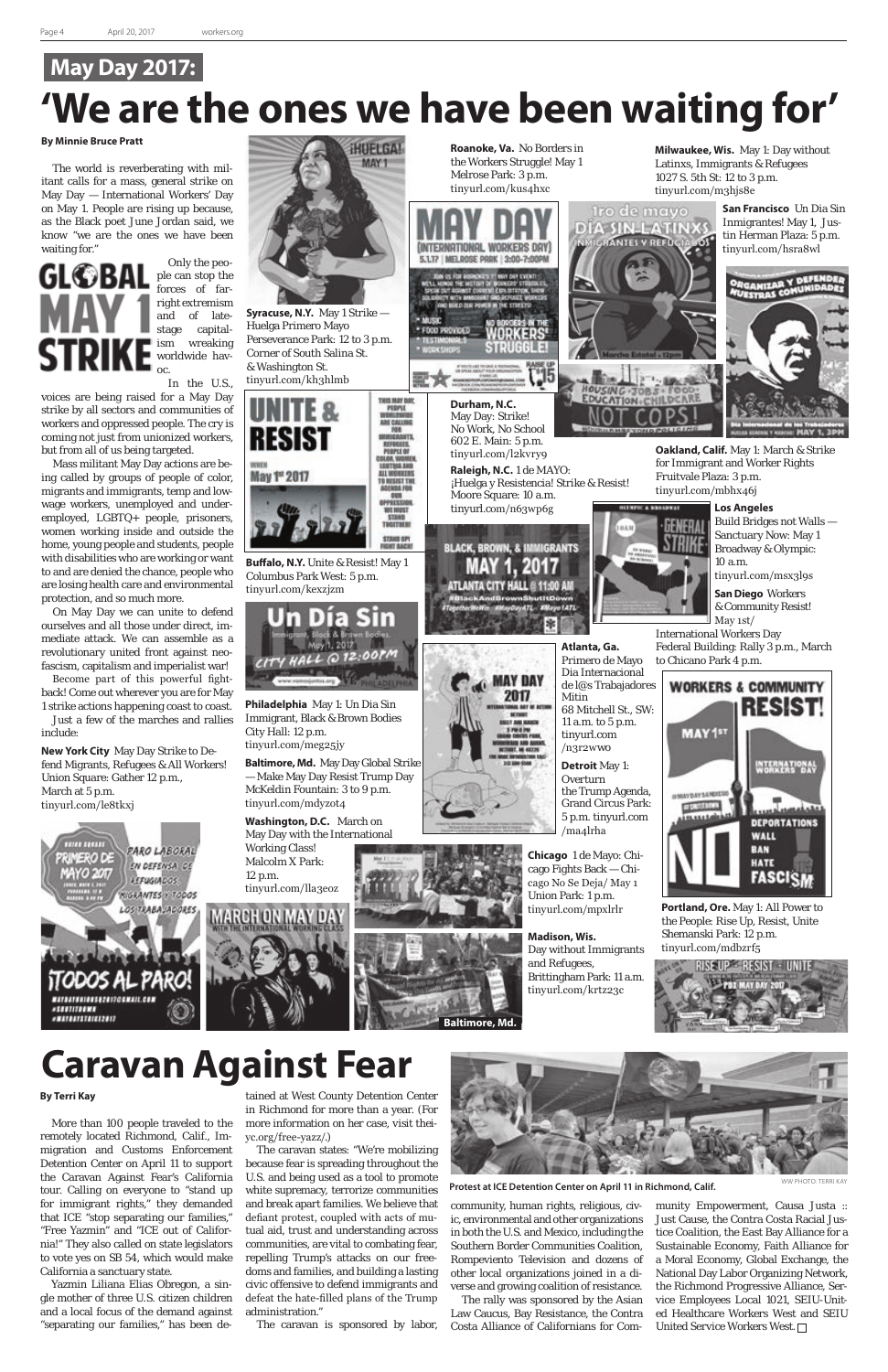## May Day 2017:

# 'We are the ones we have been waiting for'

**By Minnie Bruce Pratt**

The world is reverberating with militant calls for a mass, general strike on May Day — International Workers' Day on May 1. People are rising up because, as the Black poet June Jordan said, we know "we are the ones we have been waiting for."

Only the people can stop the forces of far-right extremism and of late-stage capitalism wreaking worldwide havoc.

In the U.S., voices are being raised for a May Day strike by all sectors and communities of workers and oppressed people. The cry is coming not just from unionized workers, but from all of us being targeted.

Mass militant May Day actions are being called by groups of people of color, migrants and immigrants, temp and low-wage workers, unemployed and underemployed, LGBTQ+ people, prisoners, women working inside and outside the home, young people and students, people with disabilities who are working or want to and are denied the chance, people who are losing health care and environmental protection, and so much more.

On May Day we can unite to defend ourselves and all those under direct, immediate attack. We can assemble as a revolutionary united front against neo-fascism, capitalism and imperialist war!

Become part of this powerful fightback! Come out wherever you are for May 1 strike actions happening coast to coast.

Just a few of the marches and rallies include:

**New York City** May Day Strike to Defend Migrants, Refugees & All Workers! Union Square: Gather 12 p.m., March at 5 p.m. tinyurl.com/le8tkxj

**Syracuse, N.Y.** May 1 Strike — Huelga Primero Mayo Perseverance Park: 12 to 3 p.m. Corner of South Salina St. & Washington St. tinyurl.com/kh3hlmb

**Buffalo, N.Y.** Unite & Resist! May 1 Columbus Park West: 5 p.m. tinyurl.com/kexzjzm

**Philadelphia** May 1: Un Dia Sin Immigrant, Black & Brown Bodies City Hall: 12 p.m. tinyurl.com/meg25jy

**Baltimore, Md.** May Day Global Strike — Make May Day Resist Trump Day McKeldin Fountain: 3 to 9 p.m. tinyurl.com/mdyzot4

**Washington, D.C.** March on May Day with the International Working Class! Malcolm X Park: 12 p.m. tinyurl.com/lla3eoz

**Roanoke, Va.** No Borders in the Workers Struggle! May 1 Melrose Park: 3 p.m. tinyurl.com/kus4hxc

**Durham, N.C.** May Day: Strike! No Work, No School 602 E. Main: 5 p.m. tinyurl.com/l2kvry9

**Raleigh, N.C.** 1 de MAYO: ¡Huelga y Resistencia! Strike & Resist! Moore Square: 10 a.m. tinyurl.com/n63wp6g

**Atlanta, Ga.** Primero de Mayo Dia Internacional de l@s Trabajadores Mitin 68 Mitchell St., SW: 11 a.m. to 5 p.m. tinyurl.com /n3r2wwo

**Detroit** May 1: Overturn the Trump Agenda, Grand Circus Park: 5 p.m. tinyurl.com /ma4lrha

**Chicago** 1 de Mayo: Chicago Fights Back — Chicago No Se Deja/ May 1 Union Park: 1 p.m. tinyurl.com/mpxlrlr

**Madison, Wis.** Day without Immigrants and Refugees, Brittingham Park: 11 a.m. tinyurl.com/krtz23c

**Milwaukee, Wis.** May 1: Day without Latinxs, Immigrants & Refugees 1027 S. 5th St: 12 to 3 p.m. tinyurl.com/m3hjs8e

**San Francisco** Un Dia Sin Inmigrantes! May 1, Justin Herman Plaza: 5 p.m. tinyurl.com/hsra8wl

**Oakland, Calif.** May 1: March & Strike for Immigrant and Worker Rights Fruitvale Plaza: 3 p.m. tinyurl.com/mbhx46j

**Los Angeles** Build Bridges not Walls — Sanctuary Now: May 1 Broadway & Olympic: 10 a.m. tinyurl.com/msx3l9s

**San Diego** Workers & Community Resist! May 1st/ International Workers Day Federal Building: Rally 3 p.m., March to Chicano Park 4 p.m.

**Portland, Ore.** May 1: All Power to the People: Rise Up, Resist, Unite Shemanski Park: 12 p.m. tinyurl.com/mdbzrf5

Baltimore, Md.

# Caravan Against Fear

**By Terri Kay**

More than 100 people traveled to the remotely located Richmond, Calif., Immigration and Customs Enforcement Detention Center on April 11 to support the Caravan Against Fear's California tour. Calling on everyone to "stand up for immigrant rights," they demanded that ICE "stop separating our families," "Free Yazmin" and "ICE out of California!" They also called on state legislators to vote yes on SB 54, which would make California a sanctuary state.

Yazmin Liliana Elias Obregon, a single mother of three U.S. citizen children and a local focus of the demand against "separating our families," has been detained at West County Detention Center in Richmond for more than a year. (For more information on her case, visit theiyc.org/free-yazz/.)

The caravan states: "We're mobilizing because fear is spreading throughout the U.S. and being used as a tool to promote white supremacy, terrorize communities and break apart families. We believe that defiant protest, coupled with acts of mutual aid, trust and understanding across communities, are vital to combating fear, repelling Trump's attacks on our freedoms and families, and building a lasting civic offensive to defend immigrants and defeat the hate-filled plans of the Trump administration."

The caravan is sponsored by labor, community, human rights, religious, civic, environmental and other organizations in both the U.S. and Mexico, including the Southern Border Communities Coalition, Rompeviento Television and dozens of other local organizations joined in a diverse and growing coalition of resistance.

The rally was sponsored by the Asian Law Caucus, Bay Resistance, the Contra Costa Alliance of Californians for Community Empowerment, Causa Justa :: Just Cause, the Contra Costa Racial Justice Coalition, the East Bay Alliance for a Sustainable Economy, Faith Alliance for a Moral Economy, Global Exchange, the National Day Labor Organizing Network, the Richmond Progressive Alliance, Service Employees Local 1021, SEIU-United Healthcare Workers West and SEIU United Service Workers West. □

**Protest at ICE Detention Center on April 11 in Richmond, Calif.**

WW PHOTO: TERRI KAY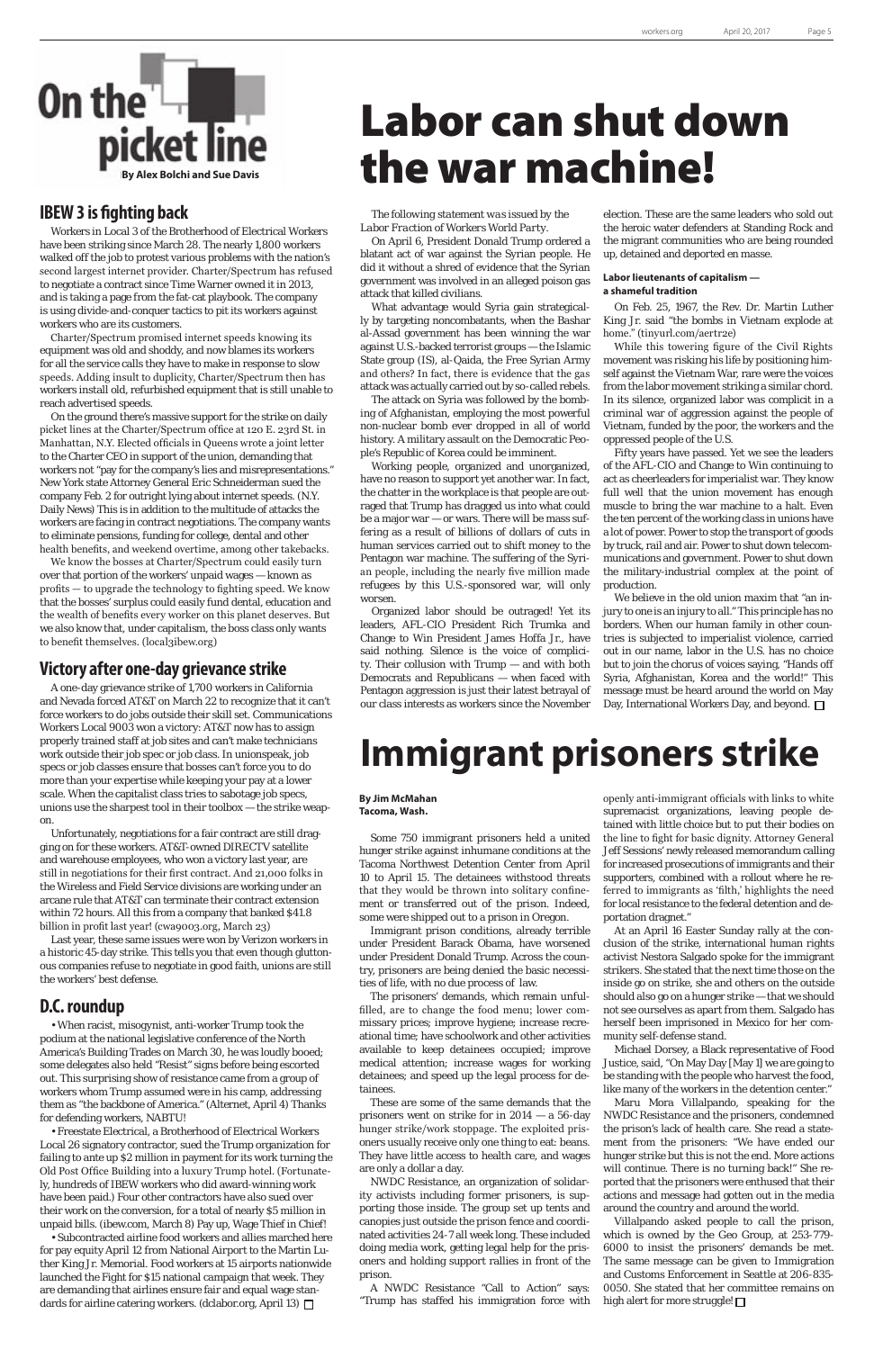# On the picket line

**By Alex Bolchi and Sue Davis**

## IBEW 3 is fighting back

Workers in Local 3 of the Brotherhood of Electrical Workers have been striking since March 28. The nearly 1,800 workers walked off the job to protest various problems with the nation's second largest internet provider. Charter/Spectrum has refused to negotiate a contract since Time Warner owned it in 2013, and is taking a page from the fat-cat playbook. The company is using divide-and-conquer tactics to pit its workers against workers who are its customers.

Charter/Spectrum promised internet speeds knowing its equipment was old and shoddy, and now blames its workers for all the service calls they have to make in response to slow speeds. Adding insult to duplicity, Charter/Spectrum then has workers install old, refurbished equipment that is still unable to reach advertised speeds.

On the ground there's massive support for the strike on daily picket lines at the Charter/Spectrum office at 120 E. 23rd St. in Manhattan, N.Y. Elected officials in Queens wrote a joint letter to the Charter CEO in support of the union, demanding that workers not "pay for the company's lies and misrepresentations." New York state Attorney General Eric Schneiderman sued the company Feb. 2 for outright lying about internet speeds. (N.Y. Daily News) This is in addition to the multitude of attacks the workers are facing in contract negotiations. The company wants to eliminate pensions, funding for college, dental and other health benefits, and weekend overtime, among other takebacks.

We know the bosses at Charter/Spectrum could easily turn over that portion of the workers' unpaid wages — known as profits — to upgrade the technology to fighting speed. We know that the bosses' surplus could easily fund dental, education and the wealth of benefits every worker on this planet deserves. But we also know that, under capitalism, the boss class only wants to benefit themselves. (local3ibew.org)

## Victory after one-day grievance strike

A one-day grievance strike of 1,700 workers in California and Nevada forced AT&T on March 22 to recognize that it can't force workers to do jobs outside their skill set. Communications Workers Local 9003 won a victory: AT&T now has to assign properly trained staff at job sites and can't make technicians work outside their job spec or job class. In unionspeak, job specs or job classes ensure that bosses can't force you to do more than your expertise while keeping your pay at a lower scale. When the capitalist class tries to sabotage job specs, unions use the sharpest tool in their toolbox — the strike weapon.

Unfortunately, negotiations for a fair contract are still dragging on for these workers. AT&T-owned DIRECTV satellite and warehouse employees, who won a victory last year, are still in negotiations for their first contract. And 21,000 folks in the Wireless and Field Service divisions are working under an arcane rule that AT&T can terminate their contract extension within 72 hours. All this from a company that banked $41.8 billion in profit last year! (cwa9003.org, March 23)

Last year, these same issues were won by Verizon workers in a historic 45-day strike. This tells you that even though gluttonous companies refuse to negotiate in good faith, unions are still the workers' best defense.

## D.C. roundup

• When racist, misogynist, anti-worker Trump took the podium at the national legislative conference of the North America's Building Trades on March 30, he was loudly booed; some delegates also held "Resist" signs before being escorted out. This surprising show of resistance came from a group of workers whom Trump assumed were in his camp, addressing them as "the backbone of America." (Alternet, April 4) Thanks for defending workers, NABTU!

• Freestate Electrical, a Brotherhood of Electrical Workers Local 26 signatory contractor, sued the Trump organization for failing to ante up $2 million in payment for its work turning the Old Post Office Building into a luxury Trump hotel. (Fortunately, hundreds of IBEW workers who did award-winning work have been paid.) Four other contractors have also sued over their work on the conversion, for a total of nearly $5 million in unpaid bills. (ibew.com, March 8) Pay up, Wage Thief in Chief!

• Subcontracted airline food workers and allies marched here for pay equity April 12 from National Airport to the Martin Luther King Jr. Memorial. Food workers at 15 airports nationwide launched the Fight for $15 national campaign that week. They are demanding that airlines ensure fair and equal wage standards for airline catering workers. (dclabor.org, April 13) □

# Labor can shut down the war machine!

*The following statement was issued by the Labor Fraction of Workers World Party.*

On April 6, President Donald Trump ordered a blatant act of war against the Syrian people. He did it without a shred of evidence that the Syrian government was involved in an alleged poison gas attack that killed civilians.

What advantage would Syria gain strategically by targeting noncombatants, when the Bashar al-Assad government has been winning the war against U.S.-backed terrorist groups — the Islamic State group (IS), al-Qaida, the Free Syrian Army and others? In fact, there is evidence that the gas attack was actually carried out by so-called rebels.

The attack on Syria was followed by the bombing of Afghanistan, employing the most powerful non-nuclear bomb ever dropped in all of world history. A military assault on the Democratic People's Republic of Korea could be imminent.

Working people, organized and unorganized, have no reason to support yet another war. In fact, the chatter in the workplace is that people are outraged that Trump has dragged us into what could be a major war — or wars. There will be mass suffering as a result of billions of dollars of cuts in human services carried out to shift money to the Pentagon war machine. The suffering of the Syrian people, including the nearly five million made refugees by this U.S.-sponsored war, will only worsen.

Organized labor should be outraged! Yet its leaders, AFL-CIO President Rich Trumka and Change to Win President James Hoffa Jr., have said nothing. Silence is the voice of complicity. Their collusion with Trump — and with both Democrats and Republicans — when faced with Pentagon aggression is just their latest betrayal of our class interests as workers since the November election. These are the same leaders who sold out the heroic water defenders at Standing Rock and the migrant communities who are being rounded up, detained and deported en masse.

### Labor lieutenants of capitalism — a shameful tradition

On Feb. 25, 1967, the Rev. Dr. Martin Luther King Jr. said "the bombs in Vietnam explode at home." (tinyurl.com/aertr2e)

While this towering figure of the Civil Rights movement was risking his life by positioning himself against the Vietnam War, rare were the voices from the labor movement striking a similar chord. In its silence, organized labor was complicit in a criminal war of aggression against the people of Vietnam, funded by the poor, the workers and the oppressed people of the U.S.

Fifty years have passed. Yet we see the leaders of the AFL-CIO and Change to Win continuing to act as cheerleaders for imperialist war. They know full well that the union movement has enough muscle to bring the war machine to a halt. Even the ten percent of the working class in unions have a lot of power. Power to stop the transport of goods by truck, rail and air. Power to shut down telecommunications and government. Power to shut down the military-industrial complex at the point of production.

We believe in the old union maxim that "an injury to one is an injury to all." This principle has no borders. When our human family in other countries is subjected to imperialist violence, carried out in our name, labor in the U.S. has no choice but to join the chorus of voices saying, "Hands off Syria, Afghanistan, Korea and the world!" This message must be heard around the world on May Day, International Workers Day, and beyond. □

# Immigrant prisoners strike

**By Jim McMahan**
**Tacoma, Wash.**

Some 750 immigrant prisoners held a united hunger strike against inhumane conditions at the Tacoma Northwest Detention Center from April 10 to April 15. The detainees withstood threats that they would be thrown into solitary confinement or transferred out of the prison. Indeed, some were shipped out to a prison in Oregon.

Immigrant prison conditions, already terrible under President Barack Obama, have worsened under President Donald Trump. Across the country, prisoners are being denied the basic necessities of life, with no due process of law.

The prisoners' demands, which remain unfulfilled, are to change the food menu; lower commissary prices; improve hygiene; increase recreational time; have schoolwork and other activities available to keep detainees occupied; improve medical attention; increase wages for working detainees; and speed up the legal process for detainees.

These are some of the same demands that the prisoners went on strike for in 2014 — a 56-day hunger strike/work stoppage. The exploited prisoners usually receive only one thing to eat: beans. They have little access to health care, and wages are only a dollar a day.

NWDC Resistance, an organization of solidarity activists including former prisoners, is supporting those inside. The group set up tents and canopies just outside the prison fence and coordinated activities 24-7 all week long. These included doing media work, getting legal help for the prisoners and holding support rallies in front of the prison.

A NWDC Resistance "Call to Action" says: "Trump has staffed his immigration force with openly anti-immigrant officials with links to white supremacist organizations, leaving people detained with little choice but to put their bodies on the line to fight for basic dignity. Attorney General Jeff Sessions' newly released memorandum calling for increased prosecutions of immigrants and their supporters, combined with a rollout where he referred to immigrants as 'filth,' highlights the need for local resistance to the federal detention and deportation dragnet."

At an April 16 Easter Sunday rally at the conclusion of the strike, international human rights activist Nestora Salgado spoke for the immigrant strikers. She stated that the next time those on the inside go on strike, she and others on the outside should also go on a hunger strike — that we should not see ourselves as apart from them. Salgado has herself been imprisoned in Mexico for her community self-defense stand.

Michael Dorsey, a Black representative of Food Justice, said, "On May Day [May 1] we are going to be standing with the people who harvest the food, like many of the workers in the detention center."

Maru Mora Villalpando, speaking for the NWDC Resistance and the prisoners, condemned the prison's lack of health care. She read a statement from the prisoners: "We have ended our hunger strike but this is not the end. More actions will continue. There is no turning back!" She reported that the prisoners were enthused that their actions and message had gotten out in the media around the country and around the world.

Villalpando asked people to call the prison, which is owned by the Geo Group, at 253-779-6000 to insist the prisoners' demands be met. The same message can be given to Immigration and Customs Enforcement in Seattle at 206-835-0050. She stated that her committee remains on high alert for more struggle! □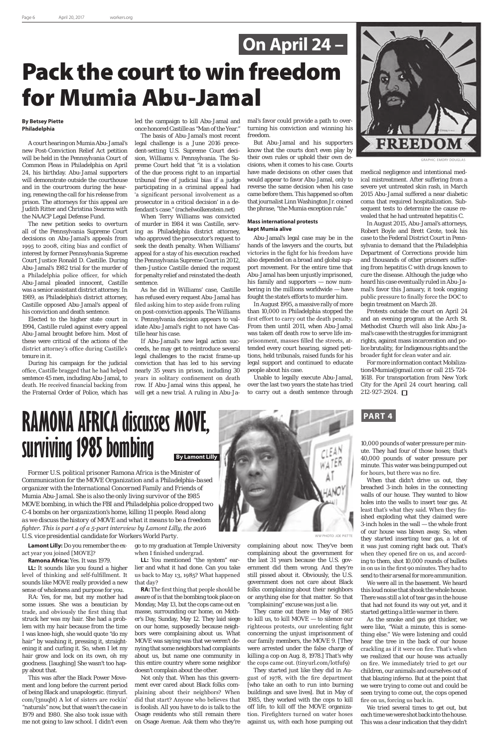## On April 24 –

# Pack the court to win freedom for Mumia Abu-Jamal

**By Betsey Piette**
**Philadelphia**

A court hearing on Mumia Abu-Jamal's new Post-Conviction Relief Act petition will be held in the Pennsylvania Court of Common Pleas in Philadelphia on April 24, his birthday. Abu-Jamal supporters will demonstrate outside the courthouse and in the courtroom during the hearing, renewing the call for his release from prison. The attorneys for this appeal are Judith Ritter and Christina Swarms with the NAACP Legal Defense Fund.

The new petition seeks to overturn all of the Pennsylvania Supreme Court decisions on Abu-Jamal's appeals from 1995 to 2008, citing bias and conflict of interest by former Pennsylvania Supreme Court Justice Ronald D. Castille. During Abu-Jamal's 1982 trial for the murder of a Philadelphia police officer, for which Abu-Jamal pleaded innocent, Castille was a senior assistant district attorney. In 1989, as Philadelphia's district attorney, Castille opposed Abu-Jamal's appeal of his conviction and death sentence.

Elected to the higher state court in 1994, Castille ruled against every appeal Abu-Jamal brought before him. Most of these were critical of the actions of the district attorney's office during Castille's tenure in it.

During his campaign for the judicial office, Castille bragged that he had helped sentence 45 men, including Abu-Jamal, to death. He received financial backing from the Fraternal Order of Police, which has led the campaign to kill Abu-Jamal and once honored Castille as "Man of the Year."

The basis of Abu-Jamal's most recent legal challenge is a June 2016 precedent-setting U.S. Supreme Court decision, Williams v. Pennsylvania. The Supreme Court held that "it is a violation of the due process right to an impartial tribunal free of judicial bias if a judge participating in a criminal appeal had 'a significant personal involvement as a prosecutor in a critical decision' in a defendant's case." (rachelwolkenstein.net)

When Terry Williams was convicted of murder in 1984 it was Castille, serving as Philadelphia district attorney, who approved the prosecutor's request to seek the death penalty. When Williams' appeal for a stay of his execution reached the Pennsylvania Supreme Court in 2012, then-Justice Castille denied the request for penalty relief and reinstated the death sentence.

As he did in Williams' case, Castille has refused every request Abu-Jamal has filed asking him to step aside from ruling on post-conviction appeals. The Williams v. Pennsylvania decision appears to validate Abu-Jamal's right to not have Castille hear his case.

If Abu-Jamal's new legal action succeeds, he may get to reintroduce several legal challenges to the racist frame-up conviction that has led to his serving nearly 35 years in prison, including 30 years in solitary confinement on death row. If Abu-Jamal wins this appeal, he will get a new trial. A ruling in Abu-Jamal's favor could provide a path to overturning his conviction and winning his freedom.

But Abu-Jamal and his supporters know that the courts don't even play by their own rules or uphold their own decisions, when it comes to his case. Courts have made decisions on other cases that would appear to favor Abu-Jamal, only to reverse the same decision when his case came before them. This happened so often that journalist Linn Washington Jr. coined the phrase, "the Mumia exception rule."

### Mass international protests kept Mumia alive

Abu-Jamal's legal case may be in the hands of the lawyers and the courts, but victories in the fight for his freedom have also depended on a broad and global support movement. For the entire time that Abu-Jamal has been unjustly imprisoned, his family and supporters — now numbering in the millions worldwide — have fought the state's efforts to murder him.

In August 1995, a massive rally of more than 10,000 in Philadelphia stopped the first effort to carry out the death penalty. From then until 2011, when Abu-Jamal was taken off death row to serve life imprisonment, masses filled the streets, attended every court hearing, signed petitions, held tribunals, raised funds for his legal support and continued to educate people about his case.

Unable to legally execute Abu-Jamal, over the last two years the state has tried to carry out a death sentence through medical negligence and intentional medical mistreatment. After suffering from a severe yet untreated skin rash, in March 2015 Abu-Jamal suffered a near diabetic coma that required hospitalization. Subsequent tests to determine the cause revealed that he had untreated hepatitis C.

In August 2015, Abu-Jamal's attorneys, Robert Boyle and Brett Grote, took his case to the Federal District Court in Pennsylvania to demand that the Philadelphia Department of Corrections provide him and thousands of other prisoners suffering from hepatitis C with drugs known to cure the disease. Although the judge who heard his case eventually ruled in Abu-Jamal's favor this January, it took ongoing public pressure to finally force the DOC to begin treatment on March 28.

Protests outside the court on April 24 and an evening program at the Arch St. Methodist Church will also link Abu-Jamal's case with the struggles for immigrant rights, against mass incarceration and police brutality, for Indigenous rights and the broader fight for clean water and air.

For more information contact Mobilization4Mumia@gmail.com or call 215-724-1618. For transportation from New York City for the April 24 court hearing, call 212-927-2924. ☐

GRAPHIC: EMORY DOUGLAS

# RAMONA AFRICA discusses MOVE, surviving 1985 bombing

**By Lamont Lilly**

**PART 4**

*Former U.S. political prisoner Ramona Africa is the Minister of Communication for the MOVE Organization and a Philadelphia-based organizer with the International Concerned Family and Friends of Mumia Abu-Jamal. She is also the only living survivor of the 1985 MOVE bombing, in which the FBI and Philadelphia police dropped two C-4 bombs on her organization's home, killing 11 people. Read along as we discuss the history of MOVE and what it means to be a freedom fighter. This is part 4 of a 5-part interview by Lamont Lilly, the 2016 U.S. vice presidential candidate for Workers World Party.*

WW PHOTO: JOE PIETTE

**Lamont Lilly:** Do you remember the exact year you joined [MOVE]?

**Ramona Africa:** Yes. It was 1979.

**LL:** It sounds like you found a higher level of thinking and self-fulfillment. It sounds like MOVE really provided a new sense of wholeness and purpose for you.

RA: Yes, for me, but my mother had some issues. She was a beautician by trade, and obviously the first thing that struck her was my hair. She had a problem with my hair because from the time I was knee-high, she would quote "do my hair" by washing it, pressing it, straightening it and curling it. So, when I let my hair grow and lock on its own, oh my goodness. [laughing] She wasn't too happy about that.

This was after the Black Power Movement and long before the current period of being Black and unapologetic. (tinyurl.com/l3nuqbt) A lot of sisters are rockin' "naturals" now, but that wasn't the case in 1979 and 1980. She also took issue with me not going to law school. I didn't even go to my graduation at Temple University when I finished undergrad.

**LL:** You mentioned "the system" earlier and what it had done. Can you take us back to May 13, 1985? What happened that day?

**RA:** The first thing that people should be aware of is that the bombing took place on Monday, May 13, but the cops came out en masse, surrounding our home, on Mother's Day, Sunday, May 12. They laid siege on our home, supposedly because neighbors were complaining about us. What MOVE was saying was that we weren't denying that some neighbors had complaints about us, but name one community in this entire country where some neighbor doesn't complain about the other.

Not only that. When has this government ever cared about Black folks complaining about their neighbors? When did that start? Anyone who believes that is foolish. All you have to do is talk to the Osage residents who still remain there on Osage Avenue. Ask them why they're complaining about now. They've been complaining about the government for the last 31 years because the U.S. government did them wrong. And they're still pissed about it. Obviously, the U.S. government does not care about Black folks complaining about their neighbors or anything else for that matter. So that "complaining" excuse was just a lie.

They came out there in May of 1985 to kill us, to kill MOVE — to silence our righteous protests, our unrelenting fight concerning the unjust imprisonment of our family members, the MOVE 9. [They were arrested under the false charge of killing a cop on Aug. 8, 1978.] That's why the cops came out. (tinyurl.com/lotfuf9)

They started just like they did in August of 1978, with the fire department [who take an oath to run into burning buildings and save lives]. But in May of 1985, they worked with the cops to kill off life, to kill off the MOVE organization. Firefighters turned on water hoses against us, with each hose pumping out 10,000 pounds of water pressure per minute. They had four of those hoses; that's 40,000 pounds of water pressure per minute. This water was being pumped out for hours, but there was no fire.

When that didn't drive us out, they breached 3-inch holes in the connecting walls of our house. They wanted to blow holes into the walls to insert tear gas. At least that's what they said. When they finished exploding what they claimed were 3-inch holes in the wall — the whole front of our house was blown away. So, when they started inserting tear gas, a lot of it was just coming right back out. That's when they opened fire on us, and according to them, shot 10,000 rounds of bullets in on us in the first 90 minutes. They had to send to their arsenal for more ammunition.

We were all in the basement. We heard this loud noise that shook the whole house. There was still a lot of tear gas in the house that had not found its way out yet, and it started getting a little warmer in there.

As the smoke and gas got thicker, we were like, "Wait a minute, this is something else." We were listening and could hear the tree in the back of our house crackling as if it were on fire. That's when we realized that our house was actually on fire. We immediately tried to get our children, our animals and ourselves out of that blazing inferno. But at the point that we were trying to come out and could be seen trying to come out, the cops opened fire on us, forcing us back in.

We tried several times to get out, but each time we were shot back into the house. This was a clear indication that they didn't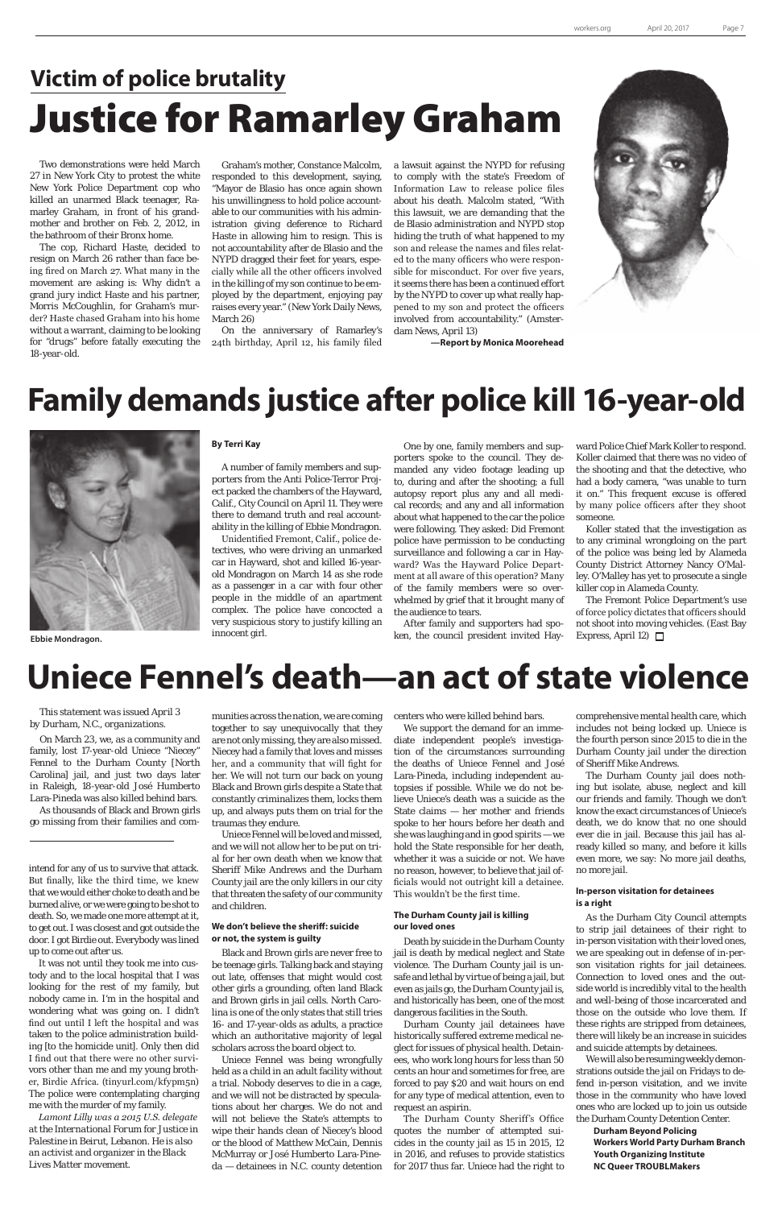## Victim of police brutality

# Justice for Ramarley Graham

Two demonstrations were held March 27 in New York City to protest the white New York Police Department cop who killed an unarmed Black teenager, Ramarley Graham, in front of his grandmother and brother on Feb. 2, 2012, in the bathroom of their Bronx home.

The cop, Richard Haste, decided to resign on March 26 rather than face being fired on March 27. What many in the movement are asking is: Why didn't a grand jury indict Haste and his partner, Morris McCoughlin, for Graham's murder? Haste chased Graham into his home without a warrant, claiming to be looking for "drugs" before fatally executing the 18-year-old.

Graham's mother, Constance Malcolm, responded to this development, saying, "Mayor de Blasio has once again shown his unwillingness to hold police accountable to our communities with his administration giving deference to Richard Haste in allowing him to resign. This is not accountability after de Blasio and the NYPD dragged their feet for years, especially while all the other officers involved in the killing of my son continue to be employed by the department, enjoying pay raises every year." (New York Daily News, March 26)

On the anniversary of Ramarley's 24th birthday, April 12, his family filed a lawsuit against the NYPD for refusing to comply with the state's Freedom of Information Law to release police files about his death. Malcolm stated, "With this lawsuit, we are demanding that the de Blasio administration and NYPD stop hiding the truth of what happened to my son and release the names and files related to the many officers who were responsible for misconduct. For over five years, it seems there has been a continued effort by the NYPD to cover up what really happened to my son and protect the officers involved from accountability." (Amsterdam News, April 13)

**—Report by Monica Moorehead**

# Family demands justice after police kill 16-year-old

Ebbie Mondragon.

**By Terri Kay**

A number of family members and supporters from the Anti Police-Terror Project packed the chambers of the Hayward, Calif., City Council on April 11. They were there to demand truth and real accountability in the killing of Ebbie Mondragon.

Unidentified Fremont, Calif., police detectives, who were driving an unmarked car in Hayward, shot and killed 16-year-old Mondragon on March 14 as she rode as a passenger in a car with four other people in the middle of an apartment complex. The police have concocted a very suspicious story to justify killing an innocent girl.

One by one, family members and supporters spoke to the council. They demanded any video footage leading up to, during and after the shooting; a full autopsy report plus any and all medical records; and any and all information about what happened to the car the police were following. They asked: Did Fremont police have permission to be conducting surveillance and following a car in Hayward? Was the Hayward Police Department at all aware of this operation? Many of the family members were so overwhelmed by grief that it brought many of the audience to tears.

After family and supporters had spoken, the council president invited Hayward Police Chief Mark Koller to respond. Koller claimed that there was no video of the shooting and that the detective, who had a body camera, "was unable to turn it on." This frequent excuse is offered by many police officers after they shoot someone.

Koller stated that the investigation as to any criminal wrongdoing on the part of the police was being led by Alameda County District Attorney Nancy O'Malley. O'Malley has yet to prosecute a single killer cop in Alameda County.

The Fremont Police Department's use of force policy dictates that officers should not shoot into moving vehicles. (East Bay Express, April 12) □

# Uniece Fennel's death—an act of state violence

*This statement was issued April 3 by Durham, N.C., organizations.*

On March 23, we, as a community and family, lost 17-year-old Uniece "Niecey" Fennel to the Durham County [North Carolina] jail, and just two days later in Raleigh, 18-year-old José Humberto Lara-Pineda was also killed behind bars.

As thousands of Black and Brown girls go missing from their families and communities across the nation, we are coming together to say unequivocally that they are not only missing, they are also missed. Niecey had a family that loves and misses her, and a community that will fight for her. We will not turn our back on young Black and Brown girls despite a State that constantly criminalizes them, locks them up, and always puts them on trial for the traumas they endure.

Uniece Fennel will be loved and missed, and we will not allow her to be put on trial for her own death when we know that Sheriff Mike Andrews and the Durham County jail are the only killers in our city that threaten the safety of our community and children.

#### We don't believe the sheriff: suicide or not, the system is guilty

Black and Brown girls are never free to be teenage girls. Talking back and staying out late, offenses that might would cost other girls a grounding, often land Black and Brown girls in jail cells. North Carolina is one of the only states that still tries 16- and 17-year-olds as adults, a practice which an authoritative majority of legal scholars across the board object to.

Uniece Fennel was being wrongfully held as a child in an adult facility without a trial. Nobody deserves to die in a cage, and we will not be distracted by speculations about her charges. We do not and will not believe the State's attempts to wipe their hands clean of Niecey's blood or the blood of Matthew McCain, Dennis McMurray or José Humberto Lara-Pineda — detainees in N.C. county detention centers who were killed behind bars.

We support the demand for an immediate independent people's investigation of the circumstances surrounding the deaths of Uniece Fennel and José Lara-Pineda, including independent autopsies if possible. While we do not believe Uniece's death was a suicide as the State claims — her mother and friends spoke to her hours before her death and she was laughing and in good spirits — we hold the State responsible for her death, whether it was a suicide or not. We have no reason, however, to believe that jail officials would not outright kill a detainee. This wouldn't be the first time.

#### The Durham County jail is killing our loved ones

Death by suicide in the Durham County jail is death by medical neglect and State violence. The Durham County jail is unsafe and lethal by virtue of being a jail, but even as jails go, the Durham County jail is, and historically has been, one of the most dangerous facilities in the South.

Durham County jail detainees have historically suffered extreme medical neglect for issues of physical health. Detainees, who work long hours for less than 50 cents an hour and sometimes for free, are forced to pay $20 and wait hours on end for any type of medical attention, even to request an aspirin.

The Durham County Sheriff's Office quotes the number of attempted suicides in the county jail as 15 in 2015, 12 in 2016, and refuses to provide statistics for 2017 thus far. Uniece had the right to comprehensive mental health care, which includes not being locked up. Uniece is the fourth person since 2015 to die in the Durham County jail under the direction of Sheriff Mike Andrews.

The Durham County jail does nothing but isolate, abuse, neglect and kill our friends and family. Though we don't know the exact circumstances of Uniece's death, we do know that no one should ever die in jail. Because this jail has already killed so many, and before it kills even more, we say: No more jail deaths, no more jail.

#### In-person visitation for detainees is a right

As the Durham City Council attempts to strip jail detainees of their right to in-person visitation with their loved ones, we are speaking out in defense of in-person visitation rights for jail detainees. Connection to loved ones and the outside world is incredibly vital to the health and well-being of those incarcerated and those on the outside who love them. If these rights are stripped from detainees, there will likely be an increase in suicides and suicide attempts by detainees.

We will also be resuming weekly demonstrations outside the jail on Fridays to defend in-person visitation, and we invite those in the community who have loved ones who are locked up to join us outside the Durham County Detention Center.

**Durham Beyond Policing**
**Workers World Party Durham Branch**
**Youth Organizing Institute**
**NC Queer TROUBLMakers**

---

intend for any of us to survive that attack. But finally, like the third time, we knew that we would either choke to death and be burned alive, or we were going to be shot to death. So, we made one more attempt at it, to get out. I was closest and got outside the door. I got Birdie out. Everybody was lined up to come out after us.

It was not until they took me into custody and to the local hospital that I was looking for the rest of my family, but nobody came in. I'm in the hospital and wondering what was going on. I didn't find out until I left the hospital and was taken to the police administration building [to the homicide unit]. Only then did I find out that there were no other survivors other than me and my young brother, Birdie Africa. (tinyurl.com/kfypm5n) The police were contemplating charging me with the murder of my family.

*Lamont Lilly was a 2015 U.S. delegate at the International Forum for Justice in Palestine in Beirut, Lebanon. He is also an activist and organizer in the Black Lives Matter movement.*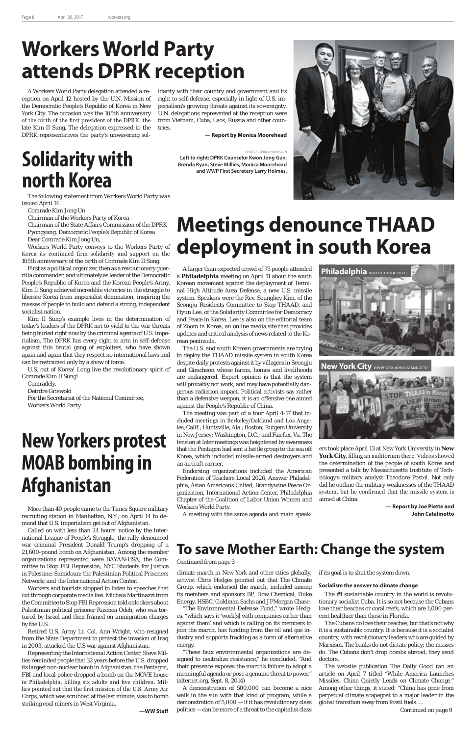# Workers World Party attends DPRK reception

A Workers World Party delegation attended a reception on April 12 hosted by the U.N. Mission of the Democratic People's Republic of Korea in New York City. The occasion was the 105th anniversary of the birth of the first president of the DPRK, the late Kim Il Sung. The delegation expressed to the DPRK representatives the party's unwavering solidarity with their country and government and its right to self-defense, especially in light of U.S. imperialism's growing threats against its sovereignty. U.N. delegations represented at the reception were from Vietnam, Cuba, Laos, Russia and other countries.

**— Report by Monica Moorehead**

PHOTO: DPRK UN MISSION

**Left to right: DPRK Counselor Kwon Jong Gun, Brenda Ryan, Steve Millies, Monica Moorehead and WWP First Secretary Larry Holmes.**

# Solidarity with north Korea

The following statement from Workers World Party was issued April 14.

Comrade Kim Jong Un

Chairman of the Workers Party of Korea

Chairman of the State Affairs Commission of the DPRK

Pyongyang, Democratic People's Republic of Korea

Dear Comrade Kim Jong Un,

Workers World Party conveys to the Workers Party of Korea its continued firm solidarity and support on the 105th anniversary of the birth of Comrade Kim Il Sung.

First as a political organizer, then as a revolutionary guerrilla commander, and ultimately as leader of the Democratic People's Republic of Korea and the Korean People's Army, Kim Il Sung achieved incredible victories in the struggle to liberate Korea from imperialist domination, inspiring the masses of people to build and defend a strong, independent socialist nation.

Kim Il Sung's example lives in the determination of today's leaders of the DPRK not to yield to the war threats being hurled right now by the criminal agents of U.S. imperialism. The DPRK has every right to arm in self-defense against this brutal gang of exploiters, who have shown again and again that they respect no international laws and can be restrained only by a show of force.

U.S. out of Korea! Long live the revolutionary spirit of Comrade Kim Il Sung!

Comradely,

Deirdre Griswold

For the Secretariat of the National Committee,

Workers World Party

# Meetings denounce THAAD deployment in south Korea

A larger than expected crowd of 75 people attended a **Philadelphia** meeting on April 11 about the south Korean movement against the deployment of Terminal High Altitude Area Defense, a new U.S. missile system. Speakers were the Rev. Sounghey Kim, of the Seongju Residents Committee to Stop THAAD, and Hyun Lee, of the Solidarity Committee for Democracy and Peace in Korea. Lee is also on the editorial team of Zoom in Korea, an online media site that provides updates and critical analysis of news related to the Korean peninsula.

The U.S. and south Korean governments are trying to deploy the THAAD missile system in south Korea despite daily protests against it by villagers in Seongju and Gimcheon whose farms, homes and livelihoods are endangered. Expert opinion is that the system will probably not work, and may have potentially dangerous radiation impact. Political activists say rather than a defensive weapon, it is an offensive one aimed against the People's Republic of China.

The meeting was part of a tour April 4-17 that included meetings in Berkeley/Oakland and Los Angeles, Calif.; Huntsville, Ala.; Boston; Rutgers University in New Jersey; Washington, D.C.; and Fairfax, Va. The tension at later meetings was heightened by awareness that the Pentagon had sent a battle group to the sea off Korea, which included missile-armed destroyers and an aircraft carrier.

Endorsing organizations included the American Federation of Teachers Local 2026, Answer Philadelphia, Asian Americans United, Brandywine Peace Organization, International Action Center, Philadelphia Chapter of the Coalition of Labor Union Women and Workers World Party.

A meeting with the same agenda and main speakers took place April 13 at New York University in **New York City**, filling an auditorium there. Videos showed the determination of the people of south Korea and presented a talk by Massachusetts Institute of Technology's military analyst Theodore Postol. Not only did he outline the military weaknesses of the THAAD system, but he confirmed that the missile system is aimed at China.

**Philadelphia** WW PHOTO: JOE PIETTE

**New York City** WW PHOTO: JOHN CATALINOTTO

**— Report by Joe Piette and John Catalinotto**

# New Yorkers protest MOAB bombing in Afghanistan

More than 40 people came to the Times Square military recruiting station in Manhattan, N.Y., on April 14 to demand that U.S. imperialism get out of Afghanistan.

Called on with less than 24 hours' notice by the International League of People's Struggle, the rally denounced war criminal President Donald Trump's dropping of a 21,600-pound bomb on Afghanistan. Among the member organizations represented were BAYAN-USA; the Committee to Stop FBI Repression; NYC Students for Justice in Palestine; Samidoun: the Palestinian Political Prisoners Network; and the International Action Center.

Workers and tourists stopped to listen to speeches that cut through corporate media lies. Michela Martinazzi from the Committee to Stop FBI Repression told onlookers about Palestinian political prisoner Rasmea Odeh, who was tortured by Israel and then framed on immigration charges by the U.S.

Retired U.S. Army Lt. Col. Ann Wright, who resigned from the State Department to protest the invasion of Iraq in 2003, attacked the U.S war against Afghanistan.

Representing the International Action Center, Steve Millies reminded people that 32 years before the U.S. dropped its largest non-nuclear bomb in Afghanistan, the Pentagon, FBI and local police dropped a bomb on the MOVE house in Philadelphia, killing six adults and five children. Millies pointed out that the first mission of the U.S. Army Air Corps, which was scrubbed at the last minute, was to bomb striking coal miners in West Virginia.

**—WW Staff**

# To save Mother Earth: Change the system

Continued from page 3

climate march in New York and other cities globally, activist Chris Hedges pointed out that The Climate Group, which endorsed the march, included among its members and sponsors BP, Dow Chemical, Duke Energy, HSBC, Goldman Sachs and JPMorgan Chase.

"The Environmental Defense Fund," wrote Hedges, "which says it 'work[s] with companies rather than against them' and which is calling on its members to join the march, has funding from the oil and gas industry and supports fracking as a form of alternative energy.

"These faux environmental organizations are designed to neutralize resistance," he concluded. "And their presence exposes the march's failure to adopt a meaningful agenda or pose a genuine threat to power." (alternet.org, Sept. 8, 2014)

A demonstration of 500,000 can become a nice walk in the sun with that kind of program, while a demonstration of 5,000 — if it has revolutionary class politics — can be more of a threat to the capitalist class if its goal is to shut the system down.

### Socialism the answer to climate change

The #1 sustainable country in the world is revolutionary socialist Cuba. It is so not because the Cubans love their beaches or coral reefs, which are 1,000 percent healthier than those in Florida.

The Cubans do love their beaches, but that's not why it is a sustainable country. It is because it is a socialist country, with revolutionary leaders who are guided by Marxism. The banks do not dictate policy; the masses do. The Cubans don't drop bombs abroad; they send doctors.

The website publication The Daily Good ran an article on April 7 titled "While America Launches Missiles, China Quietly Leads on Climate Change." Among other things, it stated: "China has gone from perpetual climate scapegoat to a major leader in the global transition away from fossil fuels. ...

Continued on page 9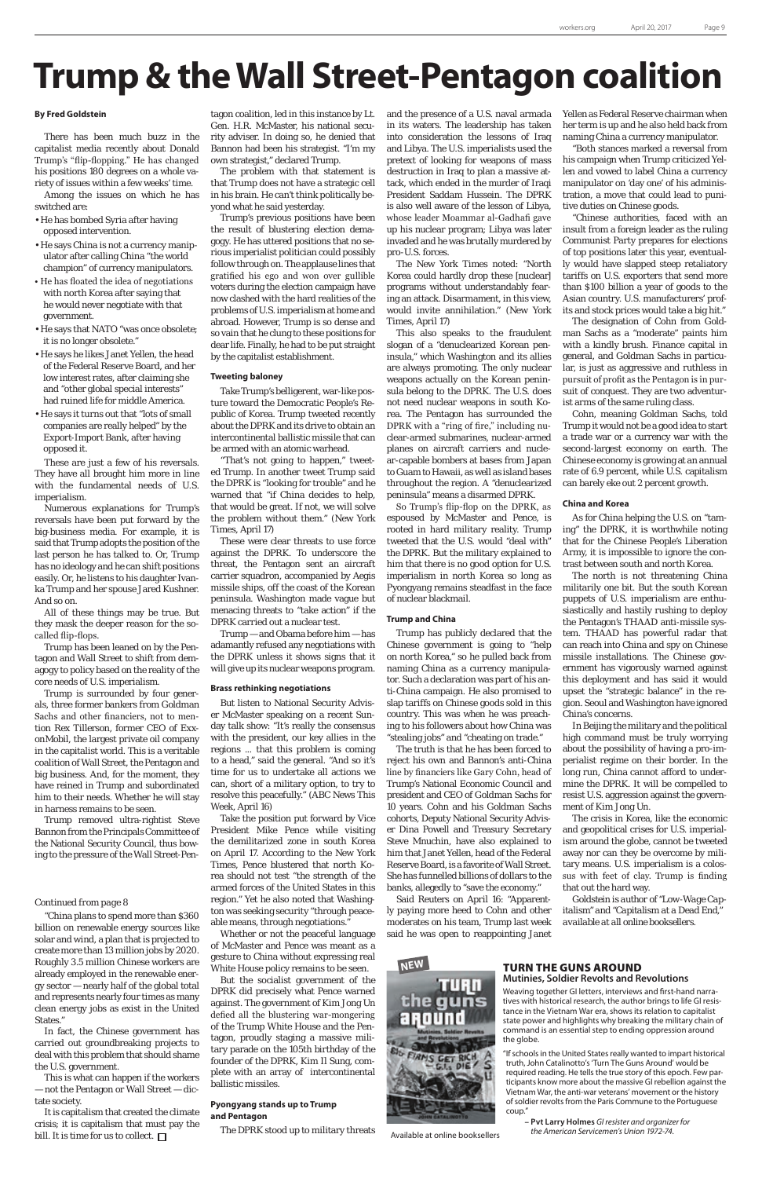# Trump & the Wall Street-Pentagon coalition

**By Fred Goldstein**

There has been much buzz in the capitalist media recently about Donald Trump's "flip-flopping." He has changed his positions 180 degrees on a whole variety of issues within a few weeks' time.

Among the issues on which he has switched are:

- He has bombed Syria after having opposed intervention.
- He says China is not a currency manipulator after calling China "the world champion" of currency manipulators.
- He has floated the idea of negotiations with north Korea after saying that he would never negotiate with that government.
- He says that NATO "was once obsolete; it is no longer obsolete."
- He says he likes Janet Yellen, the head of the Federal Reserve Board, and her low interest rates, after claiming she and "other global special interests" had ruined life for middle America.
- He says it turns out that "lots of small companies are really helped" by the Export-Import Bank, after having opposed it.

These are just a few of his reversals. They have all brought him more in line with the fundamental needs of U.S. imperialism.

Numerous explanations for Trump's reversals have been put forward by the big-business media. For example, it is said that Trump adopts the position of the last person he has talked to. Or, Trump has no ideology and he can shift positions easily. Or, he listens to his daughter Ivanka Trump and her spouse Jared Kushner. And so on.

All of these things may be true. But they mask the deeper reason for the so-called flip-flops.

Trump has been leaned on by the Pentagon and Wall Street to shift from demagogy to policy based on the reality of the core needs of U.S. imperialism.

Trump is surrounded by four generals, three former bankers from Goldman Sachs and other financiers, not to mention Rex Tillerson, former CEO of ExxonMobil, the largest private oil company in the capitalist world. This is a veritable coalition of Wall Street, the Pentagon and big business. And, for the moment, they have reined in Trump and subordinated him to their needs. Whether he will stay in harness remains to be seen.

Trump removed ultra-rightist Steve Bannon from the Principals Committee of the National Security Council, thus bowing to the pressure of the Wall Street-Pentagon coalition, led in this instance by Lt. Gen. H.R. McMaster, his national security adviser. In doing so, he denied that Bannon had been his strategist. "I'm my own strategist," declared Trump.

The problem with that statement is that Trump does not have a strategic cell in his brain. He can't think politically beyond what he said yesterday.

Trump's previous positions have been the result of blustering election demagogy. He has uttered positions that no serious imperialist politician could possibly follow through on. The applause lines that gratified his ego and won over gullible voters during the election campaign have now clashed with the hard realities of the problems of U.S. imperialism at home and abroad. However, Trump is so dense and so vain that he clung to these positions for dear life. Finally, he had to be put straight by the capitalist establishment.

### Tweeting baloney

Take Trump's belligerent, war-like posture toward the Democratic People's Republic of Korea. Trump tweeted recently about the DPRK and its drive to obtain an intercontinental ballistic missile that can be armed with an atomic warhead.

"That's not going to happen," tweeted Trump. In another tweet Trump said the DPRK is "looking for trouble" and he warned that "if China decides to help, that would be great. If not, we will solve the problem without them." (New York Times, April 17)

These were clear threats to use force against the DPRK. To underscore the threat, the Pentagon sent an aircraft carrier squadron, accompanied by Aegis missile ships, off the coast of the Korean peninsula. Washington made vague but menacing threats to "take action" if the DPRK carried out a nuclear test.

Trump — and Obama before him — has adamantly refused any negotiations with the DPRK unless it shows signs that it will give up its nuclear weapons program.

### Brass rethinking negotiations

But listen to National Security Adviser McMaster speaking on a recent Sunday talk show: "It's really the consensus with the president, our key allies in the regions ... that this problem is coming to a head," said the general. "And so it's time for us to undertake all actions we can, short of a military option, to try to resolve this peacefully." (ABC News This Week, April 16)

Take the position put forward by Vice President Mike Pence while visiting the demilitarized zone in south Korea on April 17. According to the New York Times, Pence blustered that north Korea should not test "the strength of the armed forces of the United States in this region." Yet he also noted that Washington was seeking security "through peaceable means, through negotiations."

Whether or not the peaceful language of McMaster and Pence was meant as a gesture to China without expressing real White House policy remains to be seen.

But the socialist government of the DPRK did precisely what Pence warned against. The government of Kim Jong Un defied all the blustering war-mongering of the Trump White House and the Pentagon, proudly staging a massive military parade on the 105th birthday of the founder of the DPRK, Kim Il Sung, complete with an array of intercontinental ballistic missiles.

### Pyongyang stands up to Trump and Pentagon

The DPRK stood up to military threats and the presence of a U.S. naval armada in its waters. The leadership has taken into consideration the lessons of Iraq and Libya. The U.S. imperialists used the pretext of looking for weapons of mass destruction in Iraq to plan a massive attack, which ended in the murder of Iraqi President Saddam Hussein. The DPRK is also well aware of the lesson of Libya, whose leader Moammar al-Gadhafi gave up his nuclear program; Libya was later invaded and he was brutally murdered by pro-U.S. forces.

The New York Times noted: "North Korea could hardly drop these [nuclear] programs without understandably fearing an attack. Disarmament, in this view, would invite annihilation." (New York Times, April 17)

This also speaks to the fraudulent slogan of a "denuclearized Korean peninsula," which Washington and its allies are always promoting. The only nuclear weapons actually on the Korean peninsula belong to the DPRK. The U.S. does not need nuclear weapons in south Korea. The Pentagon has surrounded the DPRK with a "ring of fire," including nuclear-armed submarines, nuclear-armed planes on aircraft carriers and nuclear-capable bombers at bases from Japan to Guam to Hawaii, as well as island bases throughout the region. A "denuclearized peninsula" means a disarmed DPRK.

So Trump's flip-flop on the DPRK, as espoused by McMaster and Pence, is rooted in hard military reality. Trump tweeted that the U.S. would "deal with" the DPRK. But the military explained to him that there is no good option for U.S. imperialism in north Korea so long as Pyongyang remains steadfast in the face of nuclear blackmail.

### Trump and China

Trump has publicly declared that the Chinese government is going to "help on north Korea," so he pulled back from naming China as a currency manipulator. Such a declaration was part of his anti-China campaign. He also promised to slap tariffs on Chinese goods sold in this country. This was when he was preaching to his followers about how China was "stealing jobs" and "cheating on trade."

The truth is that he has been forced to reject his own and Bannon's anti-China line by financiers like Gary Cohn, head of Trump's National Economic Council and president and CEO of Goldman Sachs for 10 years. Cohn and his Goldman Sachs cohorts, Deputy National Security Adviser Dina Powell and Treasury Secretary Steve Mnuchin, have also explained to him that Janet Yellen, head of the Federal Reserve Board, is a favorite of Wall Street. She has funnelled billions of dollars to the banks, allegedly to "save the economy."

Said Reuters on April 16: "Apparently paying more heed to Cohn and other moderates on his team, Trump last week said he was open to reappointing Janet Yellen as Federal Reserve chairman when her term is up and he also held back from naming China a currency manipulator.

"Both stances marked a reversal from his campaign when Trump criticized Yellen and vowed to label China a currency manipulator on 'day one' of his administration, a move that could lead to punitive duties on Chinese goods.

"Chinese authorities, faced with an insult from a foreign leader as the ruling Communist Party prepares for elections of top positions later this year, eventually would have slapped steep retaliatory tariffs on U.S. exporters that send more than $100 billion a year of goods to the Asian country. U.S. manufacturers' profits and stock prices would take a big hit."

The designation of Cohn from Goldman Sachs as a "moderate" paints him with a kindly brush. Finance capital in general, and Goldman Sachs in particular, is just as aggressive and ruthless in pursuit of profit as the Pentagon is in pursuit of conquest. They are two adventurist arms of the same ruling class.

Cohn, meaning Goldman Sachs, told Trump it would not be a good idea to start a trade war or a currency war with the second-largest economy on earth. The Chinese economy is growing at an annual rate of 6.9 percent, while U.S. capitalism can barely eke out 2 percent growth.

### China and Korea

As for China helping the U.S. on "taming" the DPRK, it is worthwhile noting that for the Chinese People's Liberation Army, it is impossible to ignore the contrast between south and north Korea.

The north is not threatening China militarily one bit. But the south Korean puppets of U.S. imperialism are enthusiastically and hastily rushing to deploy the Pentagon's THAAD anti-missile system. THAAD has powerful radar that can reach into China and spy on Chinese missile installations. The Chinese government has vigorously warned against this deployment and has said it would upset the "strategic balance" in the region. Seoul and Washington have ignored China's concerns.

In Beijing the military and the political high command must be truly worrying about the possibility of having a pro-imperialist regime on their border. In the long run, China cannot afford to undermine the DPRK. It will be compelled to resist U.S. aggression against the government of Kim Jong Un.

The crisis in Korea, like the economic and geopolitical crises for U.S. imperialism around the globe, cannot be tweeted away nor can they be overcome by military means. U.S. imperialism is a colossus with feet of clay. Trump is finding that out the hard way.

Goldstein is author of "Low-Wage Capitalism" and "Capitalism at a Dead End," available at all online booksellers.

---

*Continued from page 8*

"China plans to spend more than $360 billion on renewable energy sources like solar and wind, a plan that is projected to create more than 13 million jobs by 2020. Roughly 3.5 million Chinese workers are already employed in the renewable energy sector — nearly half of the global total and represents nearly four times as many clean energy jobs as exist in the United States."

In fact, the Chinese government has carried out groundbreaking projects to deal with this problem that should shame the U.S. government.

This is what can happen if the workers — not the Pentagon or Wall Street — dictate society.

It is capitalism that created the climate crisis; it is capitalism that must pay the bill. It is time for us to collect. □

---

NEW

Available at online booksellers

## TURN THE GUNS AROUND

**Mutinies, Soldier Revolts and Revolutions**

Weaving together GI letters, interviews and first-hand narratives with historical research, the author brings to life GI resistance in the Vietnam War era, shows its relation to capitalist state power and highlights why breaking the military chain of command is an essential step to ending oppression around the globe.

"If schools in the United States really wanted to impart historical truth, John Catalinotto's 'Turn The Guns Around' would be required reading. He tells the true story of this epoch. Few participants know more about the massive GI rebellion against the Vietnam War, the anti-war veterans' movement or the history of soldier revolts from the Paris Commune to the Portuguese coup."

– **Pvt Larry Holmes** *GI resister and organizer for the American Servicemen's Union 1972-74.*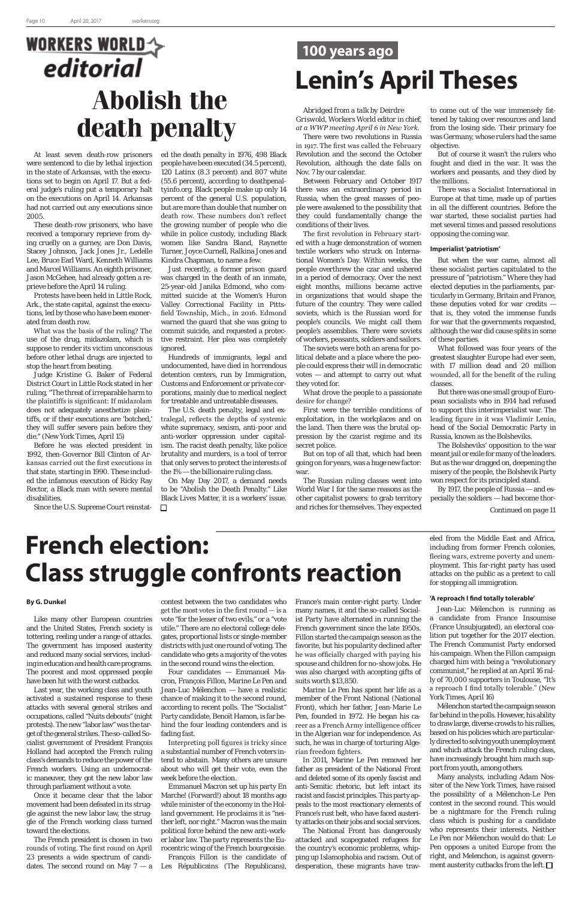# Workers World editorial

# Abolish the death penalty

At least seven death-row prisoners were sentenced to die by lethal injection in the state of Arkansas, with the executions set to begin on April 17. But a federal judge's ruling put a temporary halt on the executions on April 14. Arkansas had not carried out any executions since 2005.

These death-row prisoners, who have received a temporary reprieve from dying cruelly on a gurney, are Don Davis, Stacey Johnson, Jack Jones Jr., Ledelle Lee, Bruce Earl Ward, Kenneth Williams and Marcel Williams. An eighth prisoner, Jason McGehee, had already gotten a reprieve before the April 14 ruling.

Protests have been held in Little Rock, Ark., the state capital, against the executions, led by those who have been exonerated from death row.

What was the basis of the ruling? The use of the drug, midazolam, which is suppose to render its victim unconscious before other lethal drugs are injected to stop the heart from beating.

Judge Kristine G. Baker of Federal District Court in Little Rock stated in her ruling, "The threat of irreparable harm to the plaintiffs is significant: If midazolam does not adequately anesthetize plaintiffs, or if their executions are 'botched,' they will suffer severe pain before they die." (New York Times, April 15)

Before he was elected president in 1992, then-Governor Bill Clinton of Arkansas carried out the first executions in that state, starting in 1990. These included the infamous execution of Ricky Ray Rector, a Black man with severe mental disabilities.

Since the U.S. Supreme Court reinstated the death penalty in 1976, 498 Black people have been executed (34.5 percent), 120 Latinx (8.3 percent) and 807 white (55.6 percent), according to deathpenaltyinfo.org. Black people make up only 14 percent of the general U.S. population, but are more than double that number on death row. These numbers don't reflect the growing number of people who die while in police custody, including Black women like Sandra Bland, Raynette Turner, Joyce Curnell, Ralkina Jones and Kindra Chapman, to name a few.

Just recently, a former prison guard was charged in the death of an inmate, 25-year-old Janika Edmond, who committed suicide at the Women's Huron Valley Correctional Facility in Pittsfield Township, Mich., in 2016. Edmond warned the guard that she was going to commit suicide, and requested a protective restraint. Her plea was completely ignored.

Hundreds of immigrants, legal and undocumented, have died in horrendous detention centers, run by Immigration, Customs and Enforcement or private corporations, mainly due to medical neglect for treatable and untreatable diseases.

The U.S. death penalty, legal and extralegal, reflects the depths of systemic white supremacy, sexism, anti-poor and anti-worker oppression under capitalism. The racist death penalty, like police brutality and murders, is a tool of terror that only serves to protect the interests of the 1% — the billionaire ruling class.

On May Day 2017, a demand needs to be "Abolish the Death Penalty." Like Black Lives Matter, it is a workers' issue. □

## 100 years ago

# Lenin's April Theses

*Abridged from a talk by Deirdre Griswold, Workers World editor in chief, at a WWP meeting April 6 in New York.*

There were two revolutions in Russia in 1917. The first was called the February Revolution and the second the October Revolution, although the date falls on Nov. 7 by our calendar.

Between February and October 1917 there was an extraordinary period in Russia, when the great masses of people were awakened to the possibility that they could fundamentally change the conditions of their lives.

The first revolution in February started with a huge demonstration of women textile workers who struck on International Women's Day. Within weeks, the people overthrew the czar and ushered in a period of democracy. Over the next eight months, millions became active in organizations that would shape the future of the country. They were called soviets, which is the Russian word for people's councils. We might call them people's assemblies. There were soviets of workers, peasants, soldiers and sailors.

The soviets were both an arena for political debate and a place where the people could express their will in democratic votes — and attempt to carry out what they voted for.

What drove the people to a passionate desire for change?

First were the terrible conditions of exploitation, in the workplaces and on the land. Then there was the brutal oppression by the czarist regime and its secret police.

But on top of all that, which had been going on for years, was a huge new factor: war.

The Russian ruling classes went into World War I for the same reasons as the other capitalist powers: to grab territory and riches for themselves. They expected to come out of the war immensely fattened by taking over resources and land from the losing side. Their primary foe was Germany, whose rulers had the same objective.

But of course it wasn't the rulers who fought and died in the war. It was the workers and peasants, and they died by the millions.

There was a Socialist International in Europe at that time, made up of parties in all the different countries. Before the war started, these socialist parties had met several times and passed resolutions opposing the coming war.

**Imperialist 'patriotism'**

But when the war came, almost all these socialist parties capitulated to the pressure of "patriotism." Where they had elected deputies in the parliaments, particularly in Germany, Britain and France, these deputies voted for war credits — that is, they voted the immense funds for war that the governments requested, although the war did cause splits in some of these parties.

What followed was four years of the greatest slaughter Europe had ever seen, with 17 million dead and 20 million wounded, all for the benefit of the ruling classes.

But there was one small group of European socialists who in 1914 had refused to support this interimperialist war. The leading figure in it was Vladimir Lenin, head of the Social Democratic Party in Russia, known as the Bolsheviks.

The Bolsheviks' opposition to the war meant jail or exile for many of the leaders. But as the war dragged on, deepening the misery of the people, the Bolshevik Party won respect for its principled stand.

By 1917, the people of Russia — and especially the soldiers — had become thor-

*Continued on page 11*

# French election: Class struggle confronts reaction

**By G. Dunkel**

Like many other European countries and the United States, French society is tottering, reeling under a range of attacks. The government has imposed austerity and reduced many social services, including in education and health care programs. The poorest and most oppressed people have been hit with the worst cutbacks.

Last year, the working class and youth activated a sustained response to these attacks with several general strikes and occupations, called "Nuits debouts" (night protests). The new "labor law" was the target of the general strikes. The so-called Socialist government of President François Holland had accepted the French ruling class's demands to reduce the power of the French workers. Using an undemocratic maneuver, they got the new labor law through parliament without a vote.

Once it became clear that the labor movement had been defeated in its struggle against the new labor law, the struggle of the French working class turned toward the elections.

The French president is chosen in two rounds of voting. The first round on April 23 presents a wide spectrum of candidates. The second round on May 7 — a contest between the two candidates who get the most votes in the first round — is a vote "for the lesser of two evils," or a "vote utile." There are no electoral college delegates, proportional lists or single-member districts with just one round of voting. The candidate who gets a majority of the votes in the second round wins the election.

Four candidates — Emmanuel Macron, François Fillon, Marine Le Pen and Jean-Luc Mélenchon — have a realistic chance of making it to the second round, according to recent polls. The "Socialist" Party candidate, Benoît Hamon, is far behind the four leading contenders and is fading fast.

Interpreting poll figures is tricky since a substantial number of French voters intend to abstain. Many others are unsure about who will get their vote, even the week before the election.

Emmanuel Macron set up his party En Marche! (Forward!) about 18 months ago while minister of the economy in the Holland government. He proclaims it is "neither left, nor right." Macron was the main political force behind the new anti-worker labor law. The party represents the Eurocentric wing of the French bourgeoisie.

François Fillon is the candidate of Les Républicains (The Republicans), France's main center-right party. Under many names, it and the so-called Socialist Party have alternated in running the French government since the late 1950s. Fillon started the campaign season as the favorite, but his popularity declined after he was officially charged with paying his spouse and children for no-show jobs. He was also charged with accepting gifts of suits worth $13,850.

Marine Le Pen has spent her life as a member of the Front National (National Front), which her father, Jean-Marie Le Pen, founded in 1972. He began his career as a French Army intelligence officer in the Algerian war for independence. As such, he was in charge of torturing Algerian freedom fighters.

In 2011, Marine Le Pen removed her father as president of the National Front and deleted some of its openly fascist and anti-Semitic rhetoric, but left intact its racist and fascist principles. This party appeals to the most reactionary elements of France's rust belt, who have faced austerity attacks on their jobs and social services.

The National Front has dangerously attacked and scapegoated refugees for the country's economic problems, whipping up Islamophobia and racism. Out of desperation, these migrants have traveled from the Middle East and Africa, including from former French colonies, fleeing wars, extreme poverty and unemployment. This far-right party has used attacks on the public as a pretext to call for stopping all immigration.

**'A reproach I find totally tolerable'**

Jean-Luc Mélenchon is running as a candidate from France Insoumise (France Unsubjugated), an electoral coalition put together for the 2017 election. The French Communist Party endorsed his campaign. When the Fillon campaign charged him with being a "revolutionary communist," he replied at an April 16 rally of 70,000 supporters in Toulouse, "It's a reproach I find totally tolerable." (New York Times, April 16)

Mélenchon started the campaign season far behind in the polls. However, his ability to draw large, diverse crowds to his rallies, based on his policies which are particularly directed to solving youth unemployment and which attack the French ruling class, have increasingly brought him much support from youth, among others.

Many analysts, including Adam Nossiter of the New York Times, have raised the possibility of a Mélenchon-Le Pen contest in the second round. This would be a nightmare for the French ruling class which is pushing for a candidate who represents their interests. Neither Le Pen nor Mélenchon would do that: Le Pen opposes a united Europe from the right, and Melenchon, is against government austerity cutbacks from the left. □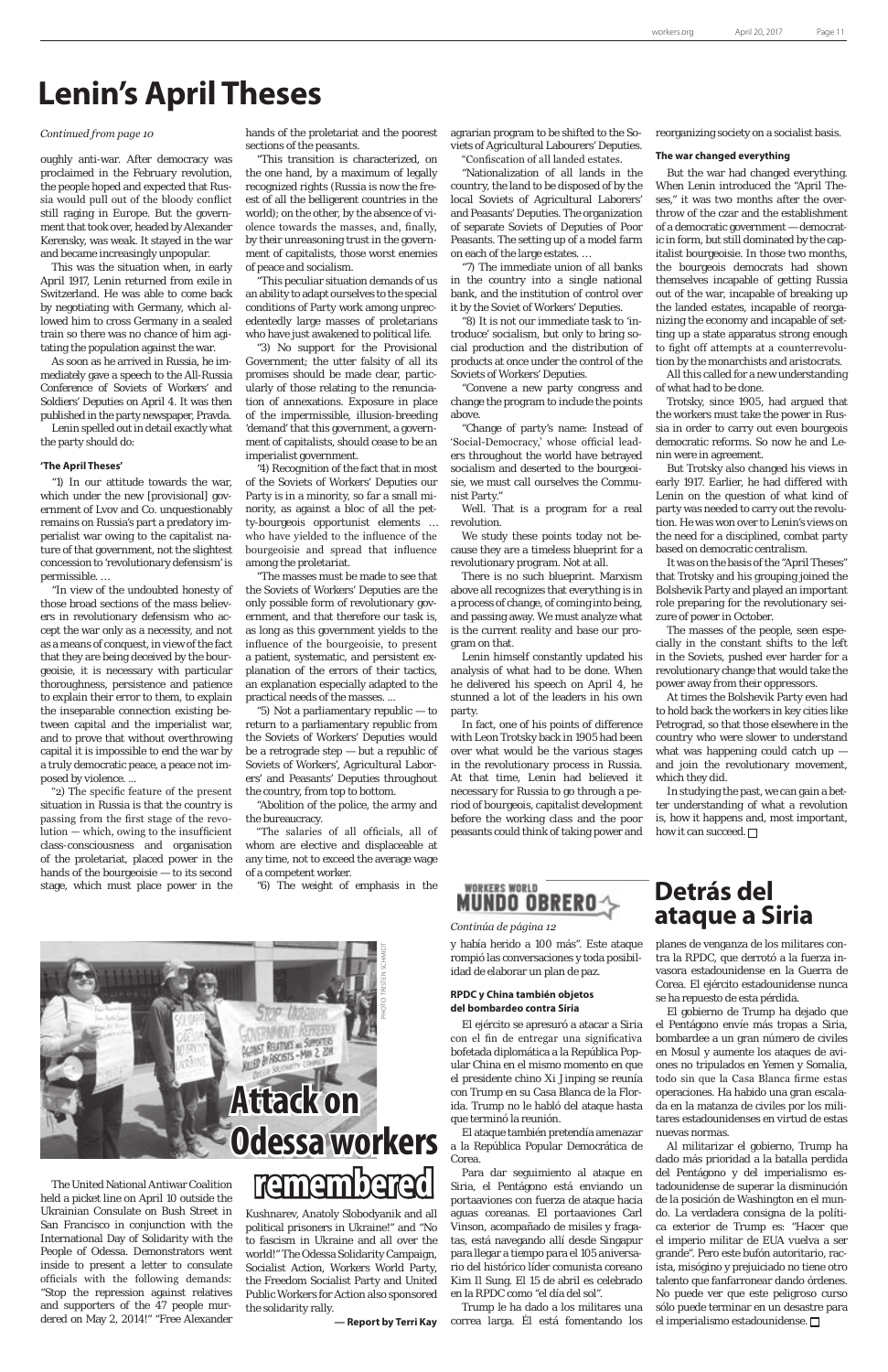# Lenin's April Theses

*Continued from page 10*

oughly anti-war. After democracy was proclaimed in the February revolution, the people hoped and expected that Russia would pull out of the bloody conflict still raging in Europe. But the government that took over, headed by Alexander Kerensky, was weak. It stayed in the war and became increasingly unpopular.

This was the situation when, in early April 1917, Lenin returned from exile in Switzerland. He was able to come back by negotiating with Germany, which allowed him to cross Germany in a sealed train so there was no chance of him agitating the population against the war.

As soon as he arrived in Russia, he immediately gave a speech to the All-Russia Conference of Soviets of Workers' and Soldiers' Deputies on April 4. It was then published in the party newspaper, Pravda.

Lenin spelled out in detail exactly what the party should do:

**'The April Theses'**

"1) In our attitude towards the war, which under the new [provisional] government of Lvov and Co. unquestionably remains on Russia's part a predatory imperialist war owing to the capitalist nature of that government, not the slightest concession to 'revolutionary defensism' is permissible. …

"In view of the undoubted honesty of those broad sections of the mass believers in revolutionary defensism who accept the war only as a necessity, and not as a means of conquest, in view of the fact that they are being deceived by the bourgeoisie, it is necessary with particular thoroughness, persistence and patience to explain their error to them, to explain the inseparable connection existing between capital and the imperialist war, and to prove that without overthrowing capital it is impossible to end the war by a truly democratic peace, a peace not imposed by violence. ...

"2) The specific feature of the present situation in Russia is that the country is passing from the first stage of the revolution — which, owing to the insufficient class-consciousness and organisation of the proletariat, placed power in the hands of the bourgeoisie — to its second stage, which must place power in the hands of the proletariat and the poorest sections of the peasants.

"This transition is characterized, on the one hand, by a maximum of legally recognized rights (Russia is now the freest of all the belligerent countries in the world); on the other, by the absence of violence towards the masses, and, finally, by their unreasoning trust in the government of capitalists, those worst enemies of peace and socialism.

"This peculiar situation demands of us an ability to adapt ourselves to the special conditions of Party work among unprecedentedly large masses of proletarians who have just awakened to political life.

"3) No support for the Provisional Government; the utter falsity of all its promises should be made clear, particularly of those relating to the renunciation of annexations. Exposure in place of the impermissible, illusion-breeding 'demand' that this government, a government of capitalists, should cease to be an imperialist government.

"4) Recognition of the fact that in most of the Soviets of Workers' Deputies our Party is in a minority, so far a small minority, as against a bloc of all the petty-bourgeois opportunist elements … who have yielded to the influence of the bourgeoisie and spread that influence among the proletariat.

"The masses must be made to see that the Soviets of Workers' Deputies are the only possible form of revolutionary government, and that therefore our task is, as long as this government yields to the influence of the bourgeoisie, to present a patient, systematic, and persistent explanation of the errors of their tactics, an explanation especially adapted to the practical needs of the masses. ...

"5) Not a parliamentary republic — to return to a parliamentary republic from the Soviets of Workers' Deputies would be a retrograde step — but a republic of Soviets of Workers', Agricultural Laborers' and Peasants' Deputies throughout the country, from top to bottom.

"Abolition of the police, the army and the bureaucracy.

"The salaries of all officials, all of whom are elective and displaceable at any time, not to exceed the average wage of a competent worker.

"6) The weight of emphasis in the agrarian program to be shifted to the Soviets of Agricultural Labourers' Deputies.

"Confiscation of all landed estates.

"Nationalization of all lands in the country, the land to be disposed of by the local Soviets of Agricultural Laborers' and Peasants' Deputies. The organization of separate Soviets of Deputies of Poor Peasants. The setting up of a model farm on each of the large estates. …

"7) The immediate union of all banks in the country into a single national bank, and the institution of control over it by the Soviet of Workers' Deputies.

"8) It is not our immediate task to 'introduce' socialism, but only to bring social production and the distribution of products at once under the control of the Soviets of Workers' Deputies.

"Convene a new party congress and change the program to include the points above.

"Change of party's name: Instead of 'Social-Democracy,' whose official leaders throughout the world have betrayed socialism and deserted to the bourgeoisie, we must call ourselves the Communist Party."

Well. That is a program for a real revolution.

We study these points today not because they are a timeless blueprint for a revolutionary program. Not at all.

There is no such blueprint. Marxism above all recognizes that everything is in a process of change, of coming into being, and passing away. We must analyze what is the current reality and base our program on that.

Lenin himself constantly updated his analysis of what had to be done. When he delivered his speech on April 4, he stunned a lot of the leaders in his own party.

In fact, one of his points of difference with Leon Trotsky back in 1905 had been over what would be the various stages in the revolutionary process in Russia. At that time, Lenin had believed it necessary for Russia to go through a period of bourgeois, capitalist development before the working class and the poor peasants could think of taking power and reorganizing society on a socialist basis.

**The war changed everything**

But the war had changed everything. When Lenin introduced the "April Theses," it was two months after the overthrow of the czar and the establishment of a democratic government — democratic in form, but still dominated by the capitalist bourgeoisie. In those two months, the bourgeois democrats had shown themselves incapable of getting Russia out of the war, incapable of breaking up the landed estates, incapable of reorganizing the economy and incapable of setting up a state apparatus strong enough to fight off attempts at a counterrevolution by the monarchists and aristocrats.

All this called for a new understanding of what had to be done.

Trotsky, since 1905, had argued that the workers must take the power in Russia in order to carry out even bourgeois democratic reforms. So now he and Lenin were in agreement.

But Trotsky also changed his views in early 1917. Earlier, he had differed with Lenin on the question of what kind of party was needed to carry out the revolution. He was won over to Lenin's views on the need for a disciplined, combat party based on democratic centralism.

It was on the basis of the "April Theses" that Trotsky and his grouping joined the Bolshevik Party and played an important role preparing for the revolutionary seizure of power in October.

The masses of the people, seen especially in the constant shifts to the left in the Soviets, pushed ever harder for a revolutionary change that would take the power away from their oppressors.

At times the Bolshevik Party even had to hold back the workers in key cities like Petrograd, so that those elsewhere in the country who were slower to understand what was happening could catch up — and join the revolutionary movement, which they did.

In studying the past, we can gain a better understanding of what a revolution is, how it happens and, most important, how it can succeed. □

# Attack on Odessa workers remembered

PHOTO: TRISTEN SCHMIDT

The United National Antiwar Coalition held a picket line on April 10 outside the Ukrainian Consulate on Bush Street in San Francisco in conjunction with the International Day of Solidarity with the People of Odessa. Demonstrators went inside to present a letter to consulate officials with the following demands: "Stop the repression against relatives and supporters of the 47 people murdered on May 2, 2014!" "Free Alexander Kushnarev, Anatoly Slobodyanik and all political prisoners in Ukraine!" and "No to fascism in Ukraine and all over the world!" The Odessa Solidarity Campaign, Socialist Action, Workers World Party, the Freedom Socialist Party and United Public Workers for Action also sponsored the solidarity rally.

**— Report by Terri Kay**

WORKERS WORLD
MUNDO OBRERO

# Detrás del ataque a Siria

*Continúa de página 12*

y había herido a 100 más". Este ataque rompió las conversaciones y toda posibilidad de elaborar un plan de paz.

**RPDC y China también objetos del bombardeo contra Siria**

El ejército se apresuró a atacar a Siria con el fin de entregar una significativa bofetada diplomática a la República Popular China en el mismo momento en que el presidente chino Xi Jinping se reunía con Trump en su Casa Blanca de la Florida. Trump no le habló del ataque hasta que terminó la reunión.

El ataque también pretendía amenazar a la República Popular Democrática de Corea.

Para dar seguimiento al ataque en Siria, el Pentágono está enviando un portaaviones con fuerza de ataque hacia aguas coreanas. El portaaviones Carl Vinson, acompañado de misiles y fragatas, está navegando allí desde Singapur para llegar a tiempo para el 105 aniversario del histórico líder comunista coreano Kim Il Sung. El 15 de abril es celebrado en la RPDC como "el día del sol".

Trump le ha dado a los militares una correa larga. Él está fomentando los planes de venganza de los militares contra la RPDC, que derrotó a la fuerza invasora estadounidense en la Guerra de Corea. El ejército estadounidense nunca se ha repuesto de esta pérdida.

El gobierno de Trump ha dejado que el Pentágono envíe más tropas a Siria, bombardee a un gran número de civiles en Mosul y aumente los ataques de aviones no tripulados en Yemen y Somalia, todo sin que la Casa Blanca firme estas operaciones. Ha habido una gran escalada en la matanza de civiles por los militares estadounidenses en virtud de estas nuevas normas.

Al militarizar el gobierno, Trump ha dado más prioridad a la batalla perdida del Pentágono y del imperialismo estadounidense de superar la disminución de la posición de Washington en el mundo. La verdadera consigna de la política exterior de Trump es: "Hacer que el imperio militar de EUA vuelva a ser grande". Pero este bufón autoritario, racista, misógino y prejuiciado no tiene otro talento que fanfarronear dando órdenes. No puede ver que este peligroso curso sólo puede terminar en un desastre para el imperialismo estadounidense. □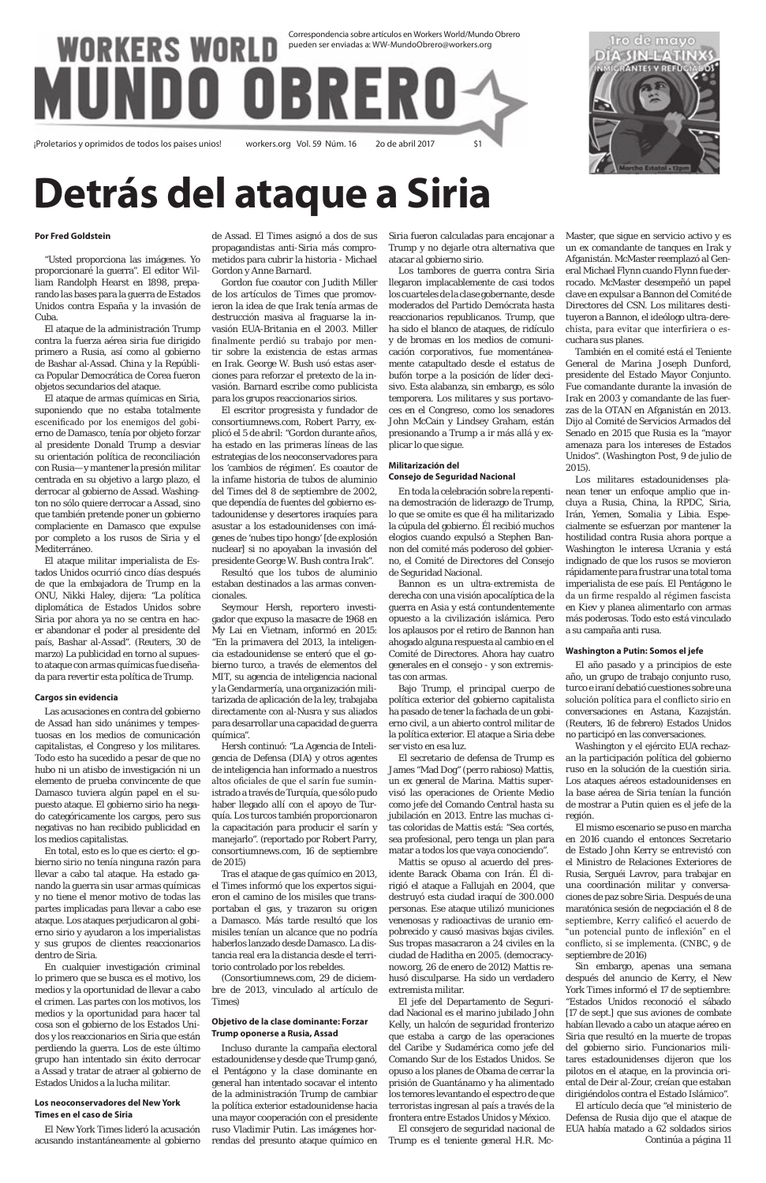# WORKERS WORLD MUNDO OBRERO

Correspondencia sobre artículos en Workers World/Mundo Obrero pueden ser enviadas a: WW-MundoObrero@workers.org

¡Proletarios y oprimidos de todos los paises unios! workers.org Vol. 59 Núm. 16 2o de abril 2017 $1

1ro de mayo
DÍA SIN LATINXS
INMIGRANTES Y REFUGIADOS
Marcha Estatal • 12pm

# Detrás del ataque a Siria

**Por Fred Goldstein**

"Usted proporciona las imágenes. Yo proporcionaré la guerra". El editor William Randolph Hearst en 1898, preparando las bases para la guerra de Estados Unidos contra España y la invasión de Cuba.

El ataque de la administración Trump contra la fuerza aérea siria fue dirigido primero a Rusia, así como al gobierno de Bashar al-Assad. China y la República Popular Democrática de Corea fueron objetos secundarios del ataque.

El ataque de armas químicas en Siria, suponiendo que no estaba totalmente escenificado por los enemigos del gobierno de Damasco, tenía por objeto forzar al presidente Donald Trump a desviar su orientación política de reconciliación con Rusia—y mantener la presión militar centrada en su objetivo a largo plazo, el derrocar al gobierno de Assad. Washington no sólo quiere derrocar a Assad, sino que también pretende poner un gobierno complaciente en Damasco que expulse por completo a los rusos de Siria y el Mediterráneo.

El ataque militar imperialista de Estados Unidos ocurrió cinco días después de que la embajadora de Trump en la ONU, Nikki Haley, dijera: "La política diplomática de Estados Unidos sobre Siria por ahora ya no se centra en hacer abandonar el poder al presidente del país, Bashar al-Assad". (Reuters, 30 de marzo) La publicidad en torno al supuesto ataque con armas químicas fue diseñada para revertir esta política de Trump.

### Cargos sin evidencia

Las acusaciones en contra del gobierno de Assad han sido unánimes y tempestuosas en los medios de comunicación capitalistas, el Congreso y los militares. Todo esto ha sucedido a pesar de que no hubo ni un atisbo de investigación ni un elemento de prueba convincente de que Damasco tuviera algún papel en el supuesto ataque. El gobierno sirio ha negado categóricamente los cargos, pero sus negativas no han recibido publicidad en los medios capitalistas.

En total, esto es lo que es cierto: el gobierno sirio no tenía ninguna razón para llevar a cabo tal ataque. Ha estado ganando la guerra sin usar armas químicas y no tiene el menor motivo de todas las partes implicadas para llevar a cabo ese ataque. Los ataques perjudicaron al gobierno sirio y ayudaron a los imperialistas y sus grupos de clientes reaccionarios dentro de Siria.

En cualquier investigación criminal lo primero que se busca es el motivo, los medios y la oportunidad de llevar a cabo el crimen. Las partes con los motivos, los medios y la oportunidad para hacer tal cosa son el gobierno de los Estados Unidos y los reaccionarios en Siria que están perdiendo la guerra. Los de este último grupo han intentado sin éxito derrocar a Assad y tratar de atraer al gobierno de Estados Unidos a la lucha militar.

### Los neoconservadores del New York Times en el caso de Siria

El New York Times lideró la acusación acusando instantáneamente al gobierno de Assad. El Times asignó a dos de sus propagandistas anti-Siria más comprometidos para cubrir la historia - Michael Gordon y Anne Barnard.

Gordon fue coautor con Judith Miller de los artículos de Times que promovieron la idea de que Irak tenía armas de destrucción masiva al fraguarse la invasión EUA-Britania en el 2003. Miller finalmente perdió su trabajo por mentir sobre la existencia de estas armas en Irak. George W. Bush usó estas aserciones para reforzar el pretexto de la invasión. Barnard escribe como publicista para los grupos reaccionarios sirios.

El escritor progresista y fundador de consortiumnews.com, Robert Parry, explicó el 5 de abril: "Gordon durante años, ha estado en las primeras líneas de las estrategias de los neoconservadores para los 'cambios de régimen'. Es coautor de la infame historia de tubos de aluminio del Times del 8 de septiembre de 2002, que dependía de fuentes del gobierno estadounidense y desertores iraquíes para asustar a los estadounidenses con imágenes de 'nubes tipo hongo' [de explosión nuclear] si no apoyaban la invasión del presidente George W. Bush contra Irak".

Resultó que los tubos de aluminio estaban destinados a las armas convencionales.

Seymour Hersh, reportero investigador que expuso la masacre de 1968 en My Lai en Vietnam, informó en 2015: "En la primavera del 2013, la inteligencia estadounidense se enteró que el gobierno turco, a través de elementos del MIT, su agencia de inteligencia nacional y la Gendarmería, una organización militarizada de aplicación de la ley, trabajaba directamente con al-Nusra y sus aliados para desarrollar una capacidad de guerra química".

Hersh continuó: "La Agencia de Inteligencia de Defensa (DIA) y otros agentes de inteligencia han informado a nuestros altos oficiales de que el sarín fue suministrado a través de Turquía, que sólo pudo haber llegado allí con el apoyo de Turquía. Los turcos también proporcionaron la capacitación para producir el sarín y manejarlo". (reportado por Robert Parry, consortiumnews.com, 16 de septiembre de 2015)

Tras el ataque de gas químico en 2013, el Times informó que los expertos siguieron el camino de los misiles que transportaban el gas, y trazaron su origen a Damasco. Más tarde resultó que los misiles tenían un alcance que no podría haberlos lanzado desde Damasco. La distancia real era la distancia desde el territorio controlado por los rebeldes.

(Consortiumnews.com, 29 de diciembre de 2013, vinculado al artículo de Times)

### Objetivo de la clase dominante: Forzar Trump oponerse a Rusia, Assad

Incluso durante la campaña electoral estadounidense y desde que Trump ganó, el Pentágono y la clase dominante en general han intentado socavar el intento de la administración Trump de cambiar la política exterior estadounidense hacia una mayor cooperación con el presidente ruso Vladimir Putin. Las imágenes horrendas del presunto ataque químico en Siria fueron calculadas para encajonar a Trump y no dejarle otra alternativa que atacar al gobierno sirio.

Los tambores de guerra contra Siria llegaron implacablemente de casi todos los cuarteles de la clase gobernante, desde moderados del Partido Demócrata hasta reaccionarios republicanos. Trump, que ha sido el blanco de ataques, de ridículo y de bromas en los medios de comunicación corporativos, fue momentáneamente catapultado desde el estatus de bufón torpe a la posición de líder decisivo. Esta alabanza, sin embargo, es sólo temporera. Los militares y sus portavoces en el Congreso, como los senadores John McCain y Lindsey Graham, están presionando a Trump a ir más allá y explicar lo que sigue.

### Militarización del Consejo de Seguridad Nacional

En toda la celebración sobre la repentina demostración de liderazgo de Trump, lo que se omite es que él ha militarizado la cúpula del gobierno. Él recibió muchos elogios cuando expulsó a Stephen Bannon del comité más poderoso del gobierno, el Comité de Directores del Consejo de Seguridad Nacional.

Bannon es un ultra-extremista de derecha con una visión apocalíptica de la guerra en Asia y está contundentemente opuesto a la civilización islámica. Pero los aplausos por el retiro de Bannon han ahogado alguna respuesta al cambio en el Comité de Directores. Ahora hay cuatro generales en el consejo - y son extremistas con armas.

Bajo Trump, el principal cuerpo de política exterior del gobierno capitalista ha pasado de tener la fachada de un gobierno civil, a un abierto control militar de la política exterior. El ataque a Siria debe ser visto en esa luz.

El secretario de defensa de Trump es James "Mad Dog" (perro rabioso) Mattis, un ex general de Marina. Mattis supervisó las operaciones de Oriente Medio como jefe del Comando Central hasta su jubilación en 2013. Entre las muchas citas coloridas de Mattis está: "Sea cortés, sea profesional, pero tenga un plan para matar a todos los que vaya conociendo".

Mattis se opuso al acuerdo del presidente Barack Obama con Irán. Él dirigió el ataque a Fallujah en 2004, que destruyó esta ciudad iraquí de 300.000 personas. Ese ataque utilizó municiones venenosas y radioactivas de uranio empobrecido y causó masivas bajas civiles. Sus tropas masacraron a 24 civiles en la ciudad de Haditha en 2005. (democracynow.org, 26 de enero de 2012) Mattis rehusó disculparse. Ha sido un verdadero extremista militar.

El jefe del Departamento de Seguridad Nacional es el marino jubilado John Kelly, un halcón de seguridad fronterizo que estaba a cargo de las operaciones del Caribe y Sudamérica como jefe del Comando Sur de los Estados Unidos. Se opuso a los planes de Obama de cerrar la prisión de Guantánamo y ha alimentado los temores levantando el espectro de que terroristas ingresan al país a través de la frontera entre Estados Unidos y México.

El consejero de seguridad nacional de Trump es el teniente general H.R. McMaster, que sigue en servicio activo y es un ex comandante de tanques en Irak y Afganistán. McMaster reemplazó al General Michael Flynn cuando Flynn fue derrocado. McMaster desempeñó un papel clave en expulsar a Bannon del Comité de Directores del CSN. Los militares destituyeron a Bannon, el ideólogo ultra-derechista, para evitar que interfiriera o escuchara sus planes.

También en el comité está el Teniente General de Marina Joseph Dunford, presidente del Estado Mayor Conjunto. Fue comandante durante la invasión de Irak en 2003 y comandante de las fuerzas de la OTAN en Afganistán en 2013. Dijo al Comité de Servicios Armados del Senado en 2015 que Rusia es la "mayor amenaza para los intereses de Estados Unidos". (Washington Post, 9 de julio de 2015).

Los militares estadounidenses planean tener un enfoque amplio que incluya a Rusia, China, la RPDC, Siria, Irán, Yemen, Somalia y Libia. Especialmente se esfuerzan por mantener la hostilidad contra Rusia ahora porque a Washington le interesa Ucrania y está indignado de que los rusos se movieron rápidamente para frustrar una total toma imperialista de ese país. El Pentágono le da un firme respaldo al régimen fascista en Kiev y planea alimentarlo con armas más poderosas. Todo esto está vinculado a su campaña anti rusa.

### Washington a Putin: Somos el jefe

El año pasado y a principios de este año, un grupo de trabajo conjunto ruso, turco e iraní debatió cuestiones sobre una solución política para el conflicto sirio en conversaciones en Astana, Kazajstán. (Reuters, 16 de febrero) Estados Unidos no participó en las conversaciones.

Washington y el ejército EUA rechazan la participación política del gobierno ruso en la solución de la cuestión siria. Los ataques aéreos estadounidenses en la base aérea de Siria tenían la función de mostrar a Putin quien es el jefe de la región.

El mismo escenario se puso en marcha en 2016 cuando el entonces Secretario de Estado John Kerry se entrevistó con el Ministro de Relaciones Exteriores de Rusia, Serguéi Lavrov, para trabajar en una coordinación militar y conversaciones de paz sobre Siria. Después de una maratónica sesión de negociación el 8 de septiembre, Kerry calificó el acuerdo de "un potencial punto de inflexión" en el conflicto, si se implementa. (CNBC, 9 de septiembre de 2016)

Sin embargo, apenas una semana después del anuncio de Kerry, el New York Times informó el 17 de septiembre: "Estados Unidos reconoció el sábado [17 de sept.] que sus aviones de combate habían llevado a cabo un ataque aéreo en Siria que resultó en la muerte de tropas del gobierno sirio. Funcionarios militares estadounidenses dijeron que los pilotos en el ataque, en la provincia oriental de Deir al-Zour, creían que estaban dirigiéndolos contra el Estado Islámico".

El artículo decía que "el ministerio de Defensa de Rusia dijo que el ataque de EUA había matado a 62 soldados sirios

Continúa a página 11